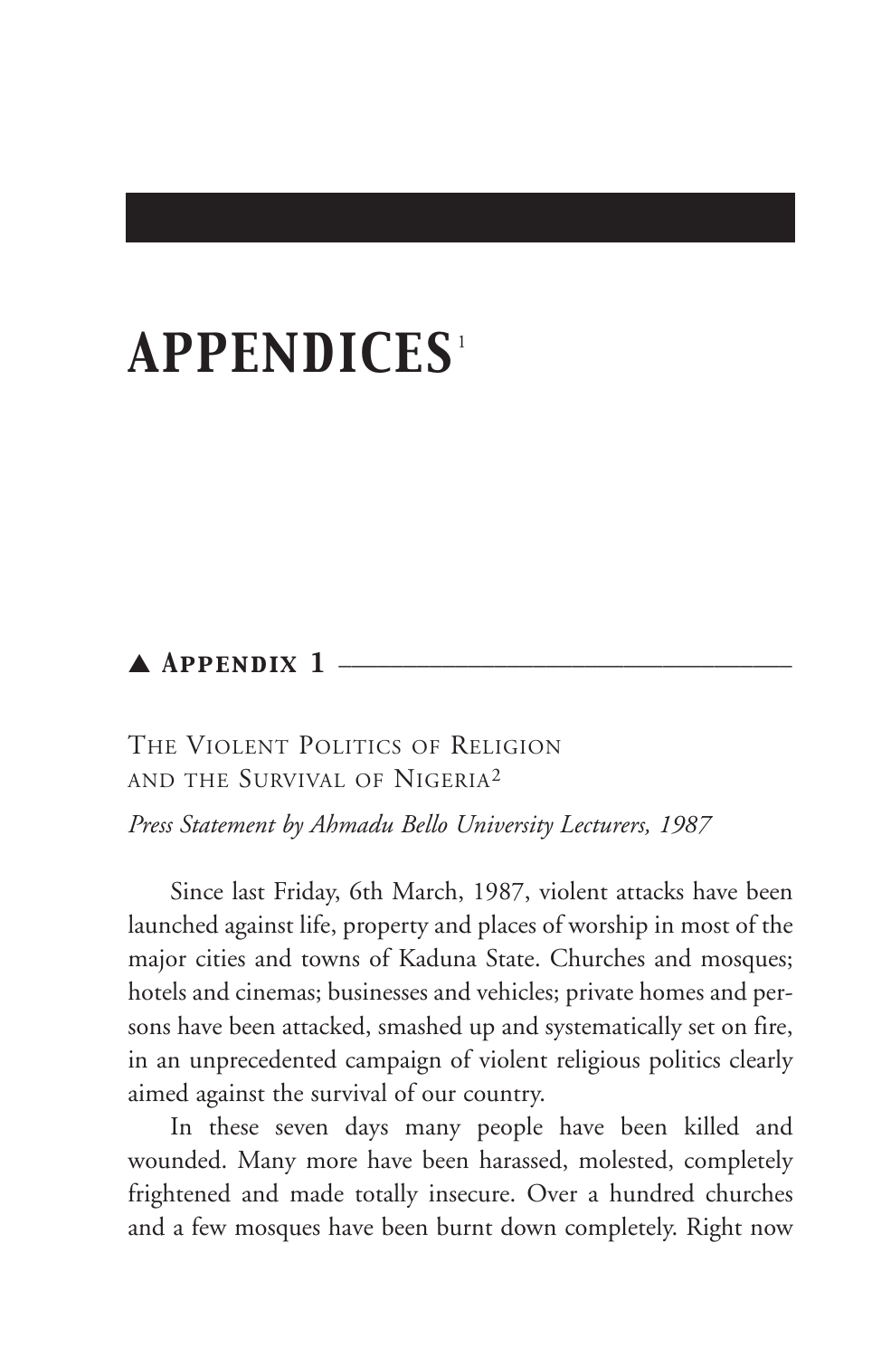# APPENDICES[1]

## ▲ Appendix 1

### The Violent Politics of Religion and the Survival of Nigeria[2]

*Press Statement by Ahmadu Bello University Lecturers, 1987*

Since last Friday, 6th March, 1987, violent attacks have been launched against life, property and places of worship in most of the major cities and towns of Kaduna State. Churches and mosques; hotels and cinemas; businesses and vehicles; private homes and persons have been attacked, smashed up and systematically set on fire, in an unprecedented campaign of violent religious politics clearly aimed against the survival of our country.

In these seven days many people have been killed and wounded. Many more have been harassed, molested, completely frightened and made totally insecure. Over a hundred churches and a few mosques have been burnt down completely. Right now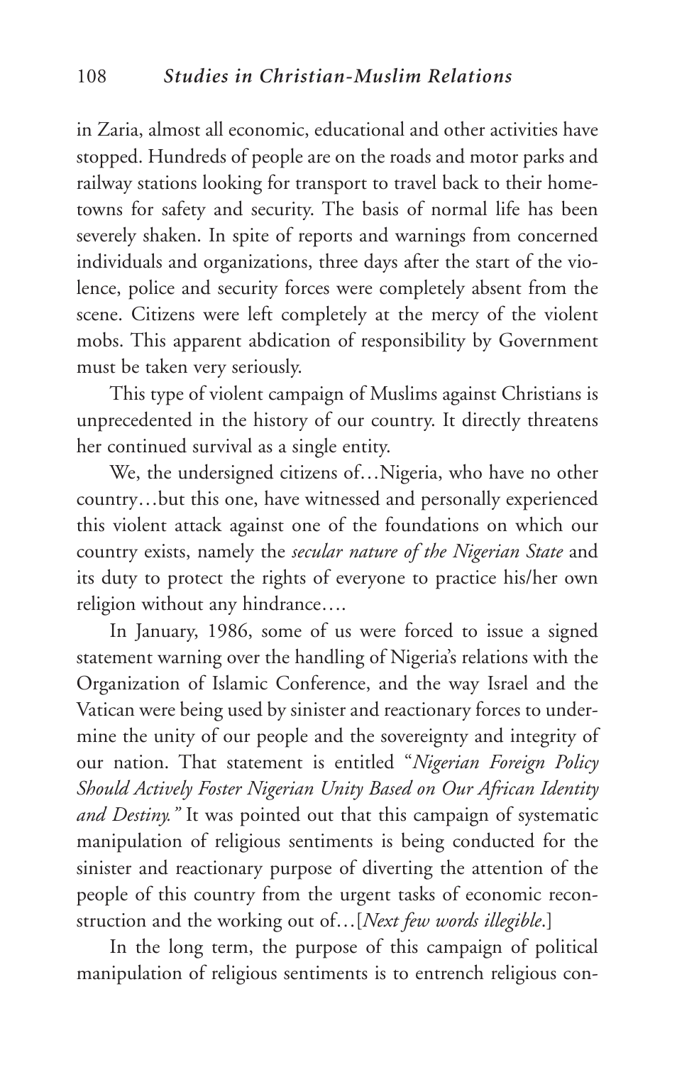in Zaria, almost all economic, educational and other activities have stopped. Hundreds of people are on the roads and motor parks and railway stations looking for transport to travel back to their hometowns for safety and security. The basis of normal life has been severely shaken. In spite of reports and warnings from concerned individuals and organizations, three days after the start of the violence, police and security forces were completely absent from the scene. Citizens were left completely at the mercy of the violent mobs. This apparent abdication of responsibility by Government must be taken very seriously.

This type of violent campaign of Muslims against Christians is unprecedented in the history of our country. It directly threatens her continued survival as a single entity.

We, the undersigned citizens of…Nigeria, who have no other country…but this one, have witnessed and personally experienced this violent attack against one of the foundations on which our country exists, namely the *secular nature of the Nigerian State* and its duty to protect the rights of everyone to practice his/her own religion without any hindrance….

In January, 1986, some of us were forced to issue a signed statement warning over the handling of Nigeria's relations with the Organization of Islamic Conference, and the way Israel and the Vatican were being used by sinister and reactionary forces to undermine the unity of our people and the sovereignty and integrity of our nation. That statement is entitled "*Nigerian Foreign Policy Should Actively Foster Nigerian Unity Based on Our African Identity and Destiny."* It was pointed out that this campaign of systematic manipulation of religious sentiments is being conducted for the sinister and reactionary purpose of diverting the attention of the people of this country from the urgent tasks of economic reconstruction and the working out of…[*Next few words illegible*.]

In the long term, the purpose of this campaign of political manipulation of religious sentiments is to entrench religious con-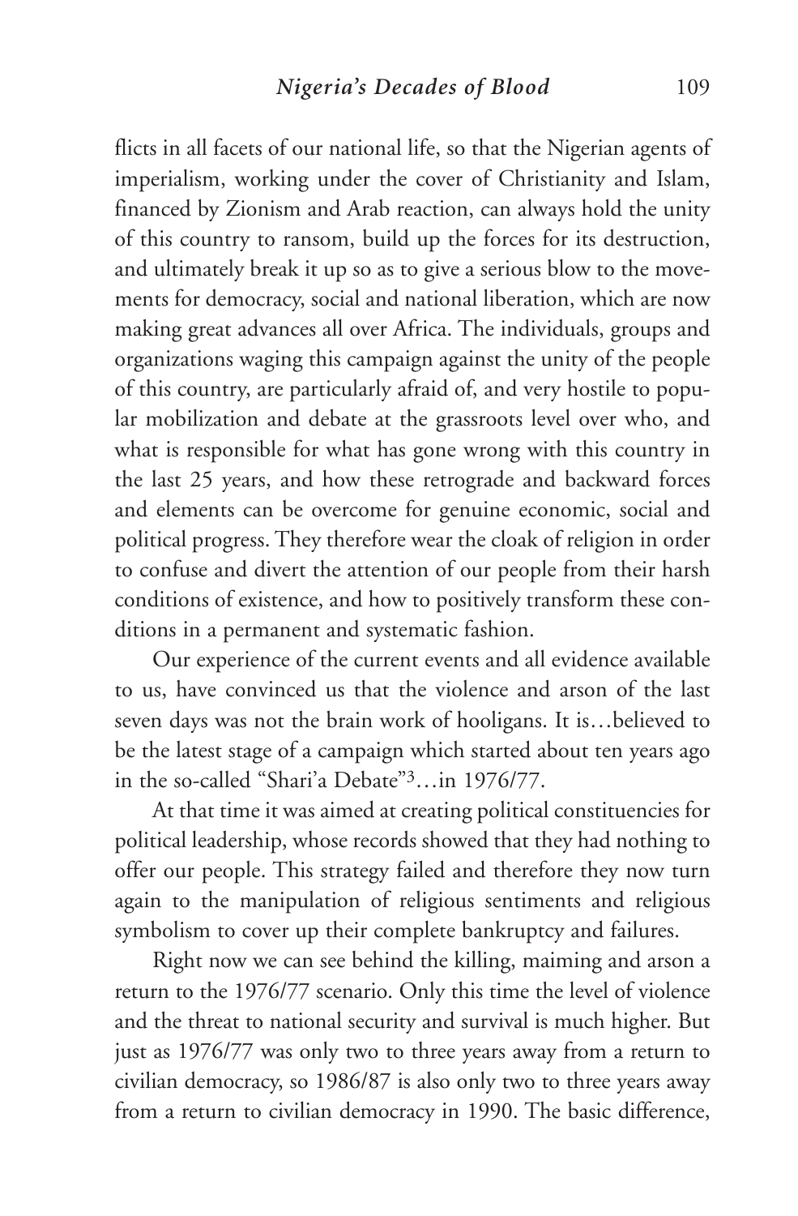flicts in all facets of our national life, so that the Nigerian agents of imperialism, working under the cover of Christianity and Islam, financed by Zionism and Arab reaction, can always hold the unity of this country to ransom, build up the forces for its destruction, and ultimately break it up so as to give a serious blow to the movements for democracy, social and national liberation, which are now making great advances all over Africa. The individuals, groups and organizations waging this campaign against the unity of the people of this country, are particularly afraid of, and very hostile to popular mobilization and debate at the grassroots level over who, and what is responsible for what has gone wrong with this country in the last 25 years, and how these retrograde and backward forces and elements can be overcome for genuine economic, social and political progress. They therefore wear the cloak of religion in order to confuse and divert the attention of our people from their harsh conditions of existence, and how to positively transform these conditions in a permanent and systematic fashion.

Our experience of the current events and all evidence available to us, have convinced us that the violence and arson of the last seven days was not the brain work of hooligans. It is…believed to be the latest stage of a campaign which started about ten years ago in the so-called "Shari'a Debate"[3]…in 1976/77.

At that time it was aimed at creating political constituencies for political leadership, whose records showed that they had nothing to offer our people. This strategy failed and therefore they now turn again to the manipulation of religious sentiments and religious symbolism to cover up their complete bankruptcy and failures.

Right now we can see behind the killing, maiming and arson a return to the 1976/77 scenario. Only this time the level of violence and the threat to national security and survival is much higher. But just as 1976/77 was only two to three years away from a return to civilian democracy, so 1986/87 is also only two to three years away from a return to civilian democracy in 1990. The basic difference,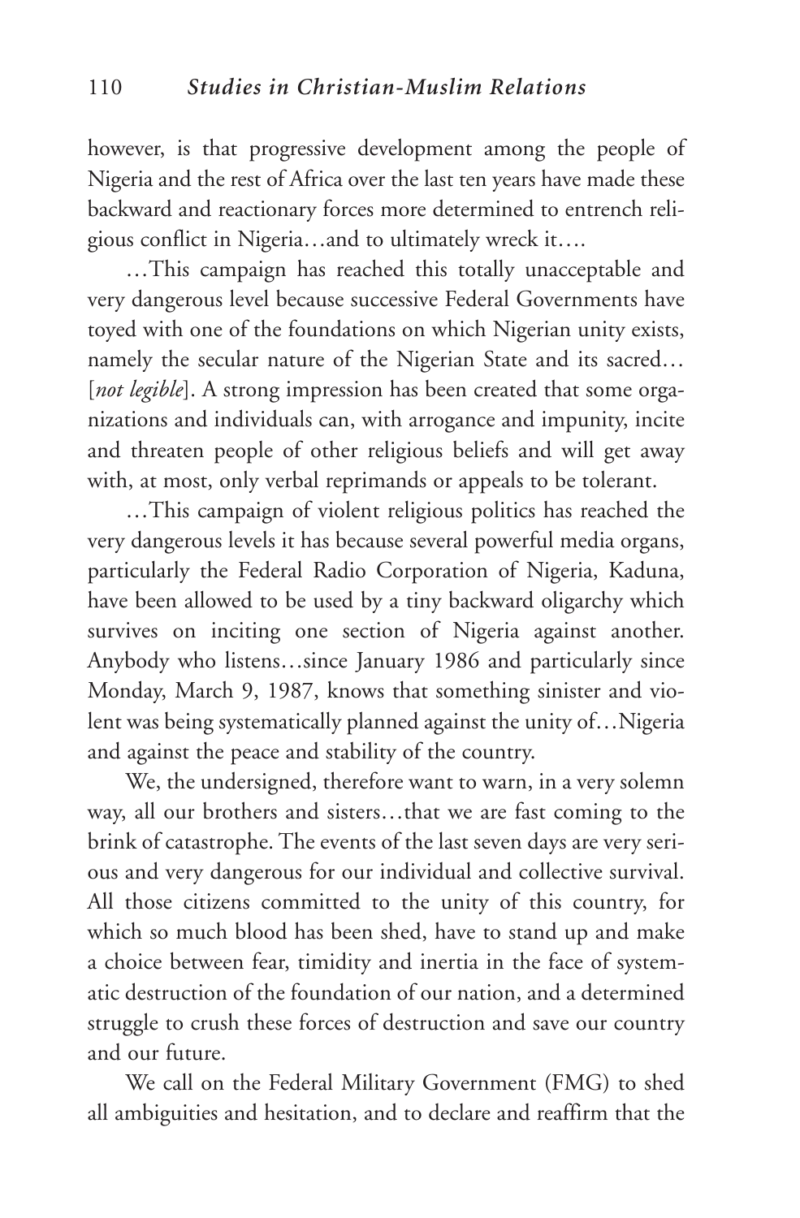however, is that progressive development among the people of Nigeria and the rest of Africa over the last ten years have made these backward and reactionary forces more determined to entrench religious conflict in Nigeria…and to ultimately wreck it….

…This campaign has reached this totally unacceptable and very dangerous level because successive Federal Governments have toyed with one of the foundations on which Nigerian unity exists, namely the secular nature of the Nigerian State and its sacred… [*not legible*]. A strong impression has been created that some organizations and individuals can, with arrogance and impunity, incite and threaten people of other religious beliefs and will get away with, at most, only verbal reprimands or appeals to be tolerant.

…This campaign of violent religious politics has reached the very dangerous levels it has because several powerful media organs, particularly the Federal Radio Corporation of Nigeria, Kaduna, have been allowed to be used by a tiny backward oligarchy which survives on inciting one section of Nigeria against another. Anybody who listens…since January 1986 and particularly since Monday, March 9, 1987, knows that something sinister and violent was being systematically planned against the unity of…Nigeria and against the peace and stability of the country.

We, the undersigned, therefore want to warn, in a very solemn way, all our brothers and sisters…that we are fast coming to the brink of catastrophe. The events of the last seven days are very serious and very dangerous for our individual and collective survival. All those citizens committed to the unity of this country, for which so much blood has been shed, have to stand up and make a choice between fear, timidity and inertia in the face of systematic destruction of the foundation of our nation, and a determined struggle to crush these forces of destruction and save our country and our future.

We call on the Federal Military Government (FMG) to shed all ambiguities and hesitation, and to declare and reaffirm that the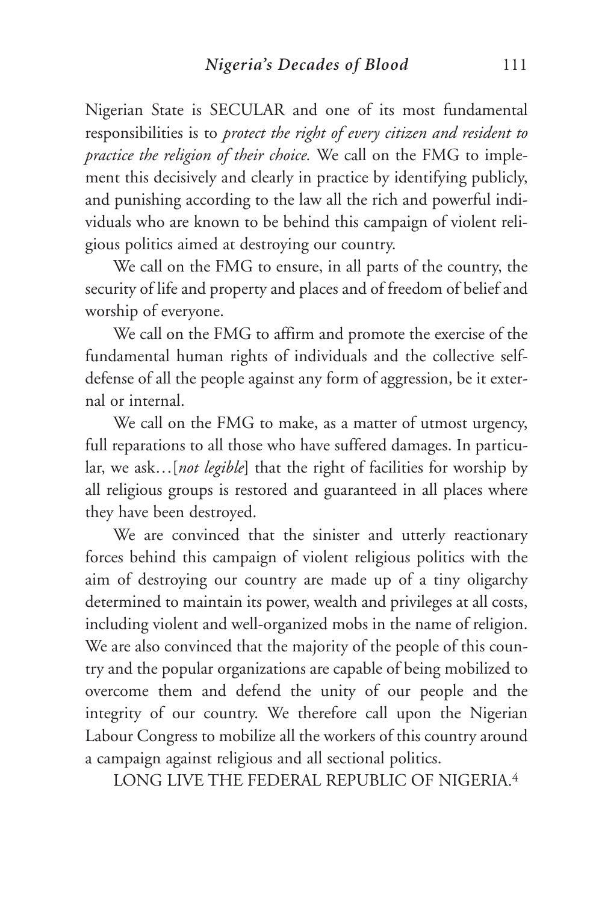Nigerian State is SECULAR and one of its most fundamental responsibilities is to *protect the right of every citizen and resident to practice the religion of their choice.* We call on the FMG to implement this decisively and clearly in practice by identifying publicly, and punishing according to the law all the rich and powerful individuals who are known to be behind this campaign of violent religious politics aimed at destroying our country.

We call on the FMG to ensure, in all parts of the country, the security of life and property and places and of freedom of belief and worship of everyone.

We call on the FMG to affirm and promote the exercise of the fundamental human rights of individuals and the collective self-defense of all the people against any form of aggression, be it external or internal.

We call on the FMG to make, as a matter of utmost urgency, full reparations to all those who have suffered damages. In particular, we ask…[*not legible*] that the right of facilities for worship by all religious groups is restored and guaranteed in all places where they have been destroyed.

We are convinced that the sinister and utterly reactionary forces behind this campaign of violent religious politics with the aim of destroying our country are made up of a tiny oligarchy determined to maintain its power, wealth and privileges at all costs, including violent and well-organized mobs in the name of religion. We are also convinced that the majority of the people of this country and the popular organizations are capable of being mobilized to overcome them and defend the unity of our people and the integrity of our country. We therefore call upon the Nigerian Labour Congress to mobilize all the workers of this country around a campaign against religious and all sectional politics.

LONG LIVE THE FEDERAL REPUBLIC OF NIGERIA.[4]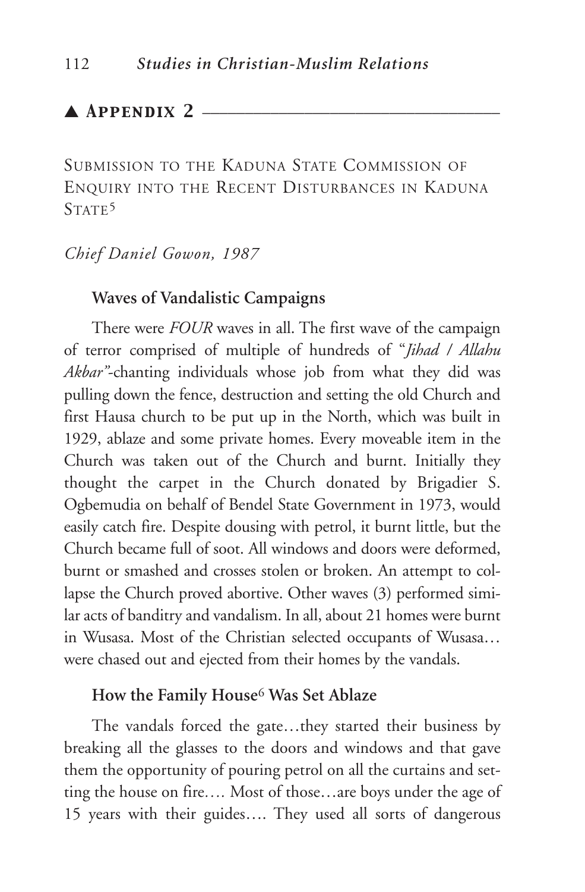## ▲ Appendix 2

Submission to the Kaduna State Commission of Enquiry into the Recent Disturbances in Kaduna State[5]

*Chief Daniel Gowon, 1987*

### Waves of Vandalistic Campaigns

There were *FOUR* waves in all. The first wave of the campaign of terror comprised of multiple of hundreds of "*Jihad / Allahu Akbar*"-chanting individuals whose job from what they did was pulling down the fence, destruction and setting the old Church and first Hausa church to be put up in the North, which was built in 1929, ablaze and some private homes. Every moveable item in the Church was taken out of the Church and burnt. Initially they thought the carpet in the Church donated by Brigadier S. Ogbemudia on behalf of Bendel State Government in 1973, would easily catch fire. Despite dousing with petrol, it burnt little, but the Church became full of soot. All windows and doors were deformed, burnt or smashed and crosses stolen or broken. An attempt to collapse the Church proved abortive. Other waves (3) performed similar acts of banditry and vandalism. In all, about 21 homes were burnt in Wusasa. Most of the Christian selected occupants of Wusasa… were chased out and ejected from their homes by the vandals.

### How the Family House[6] Was Set Ablaze

The vandals forced the gate…they started their business by breaking all the glasses to the doors and windows and that gave them the opportunity of pouring petrol on all the curtains and setting the house on fire…. Most of those…are boys under the age of 15 years with their guides…. They used all sorts of dangerous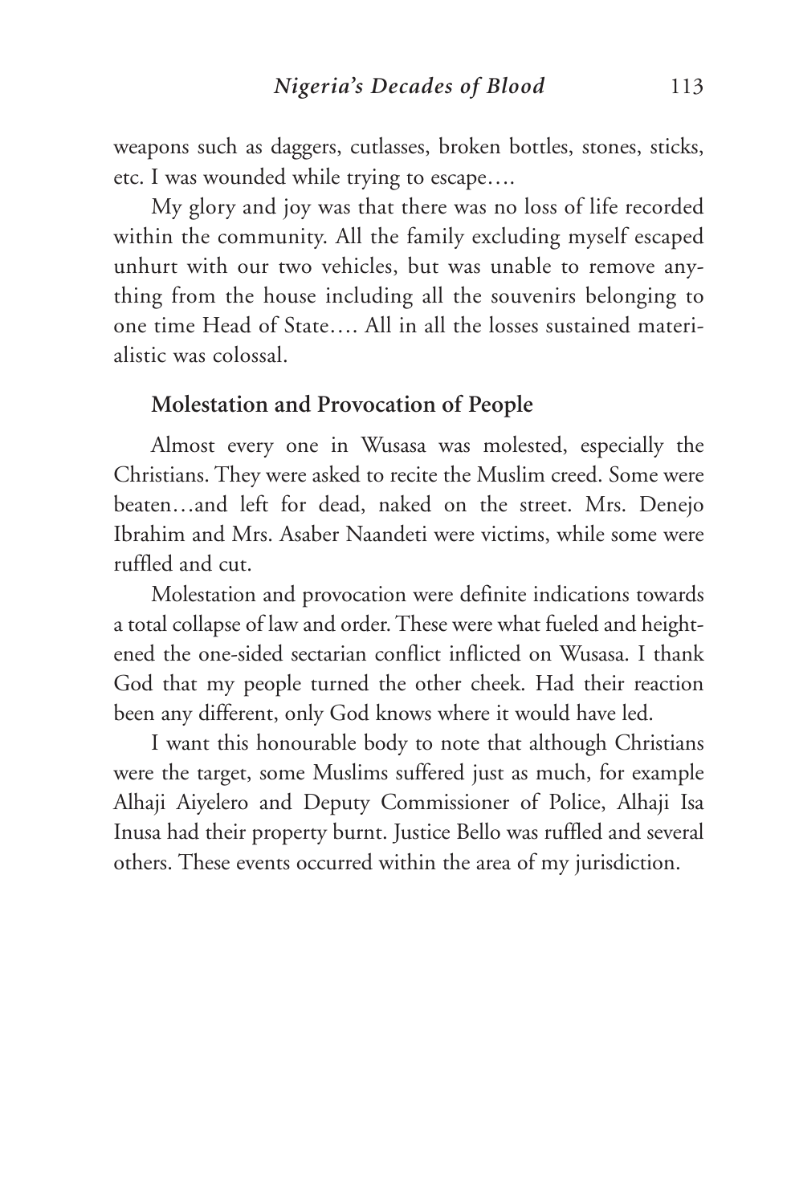weapons such as daggers, cutlasses, broken bottles, stones, sticks, etc. I was wounded while trying to escape….

My glory and joy was that there was no loss of life recorded within the community. All the family excluding myself escaped unhurt with our two vehicles, but was unable to remove anything from the house including all the souvenirs belonging to one time Head of State…. All in all the losses sustained materialistic was colossal.

**Molestation and Provocation of People**

Almost every one in Wusasa was molested, especially the Christians. They were asked to recite the Muslim creed. Some were beaten…and left for dead, naked on the street. Mrs. Denejo Ibrahim and Mrs. Asaber Naandeti were victims, while some were ruffled and cut.

Molestation and provocation were definite indications towards a total collapse of law and order. These were what fueled and heightened the one-sided sectarian conflict inflicted on Wusasa. I thank God that my people turned the other cheek. Had their reaction been any different, only God knows where it would have led.

I want this honourable body to note that although Christians were the target, some Muslims suffered just as much, for example Alhaji Aiyelero and Deputy Commissioner of Police, Alhaji Isa Inusa had their property burnt. Justice Bello was ruffled and several others. These events occurred within the area of my jurisdiction.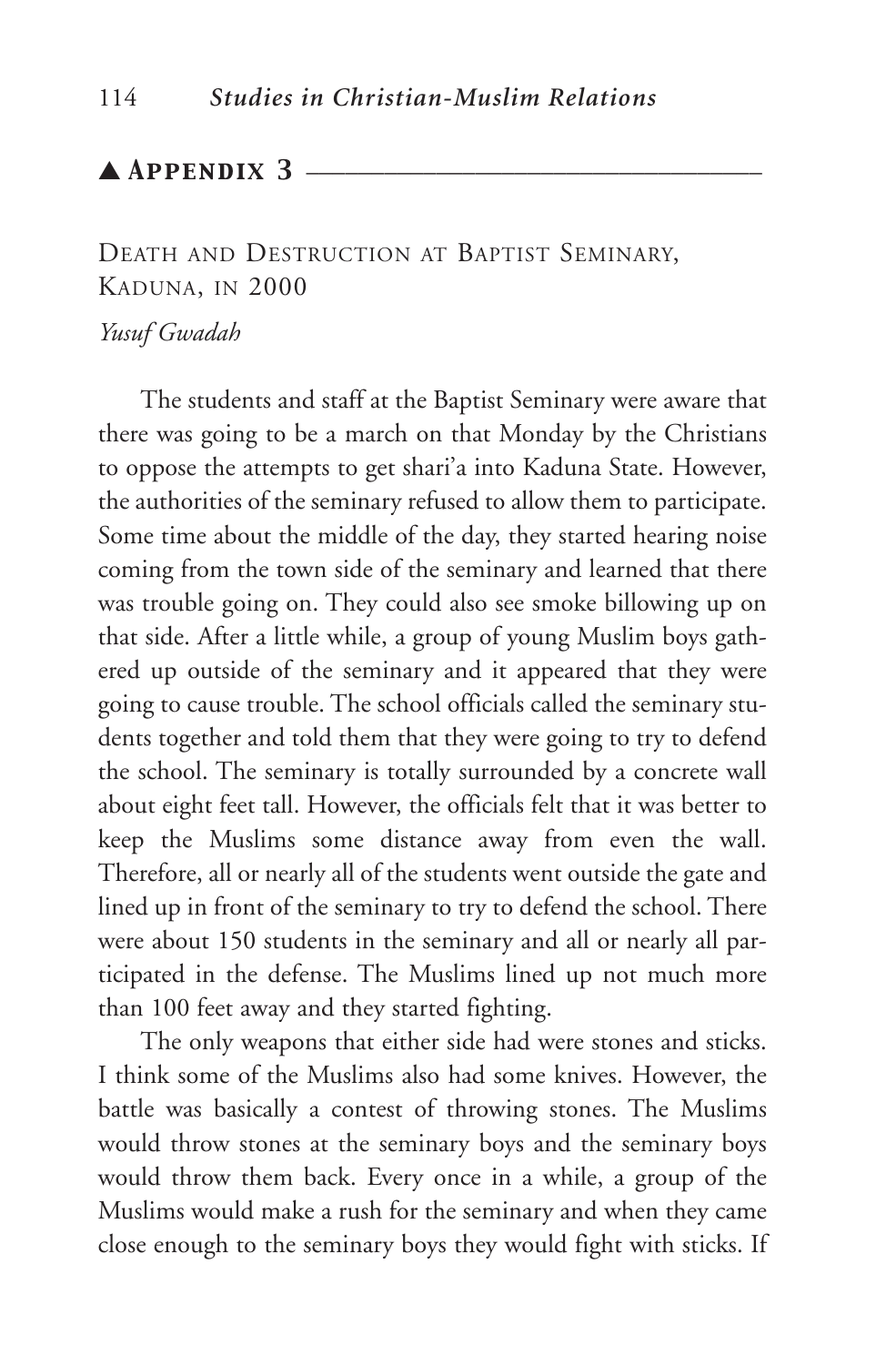## ▲ Appendix 3

### Death and Destruction at Baptist Seminary, Kaduna, in 2000

*Yusuf Gwadah*

The students and staff at the Baptist Seminary were aware that there was going to be a march on that Monday by the Christians to oppose the attempts to get shari'a into Kaduna State. However, the authorities of the seminary refused to allow them to participate. Some time about the middle of the day, they started hearing noise coming from the town side of the seminary and learned that there was trouble going on. They could also see smoke billowing up on that side. After a little while, a group of young Muslim boys gathered up outside of the seminary and it appeared that they were going to cause trouble. The school officials called the seminary students together and told them that they were going to try to defend the school. The seminary is totally surrounded by a concrete wall about eight feet tall. However, the officials felt that it was better to keep the Muslims some distance away from even the wall. Therefore, all or nearly all of the students went outside the gate and lined up in front of the seminary to try to defend the school. There were about 150 students in the seminary and all or nearly all participated in the defense. The Muslims lined up not much more than 100 feet away and they started fighting.

The only weapons that either side had were stones and sticks. I think some of the Muslims also had some knives. However, the battle was basically a contest of throwing stones. The Muslims would throw stones at the seminary boys and the seminary boys would throw them back. Every once in a while, a group of the Muslims would make a rush for the seminary and when they came close enough to the seminary boys they would fight with sticks. If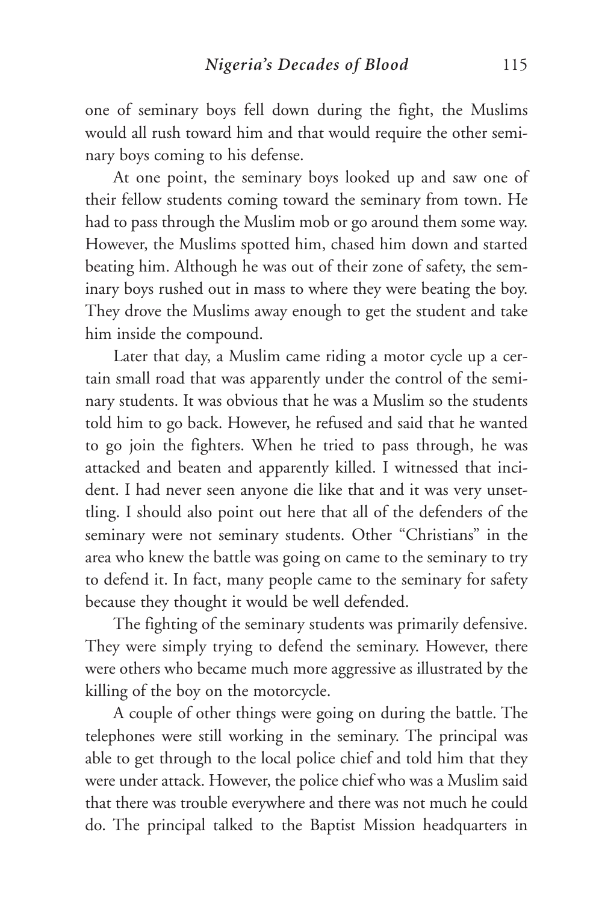one of seminary boys fell down during the fight, the Muslims would all rush toward him and that would require the other seminary boys coming to his defense.

At one point, the seminary boys looked up and saw one of their fellow students coming toward the seminary from town. He had to pass through the Muslim mob or go around them some way. However, the Muslims spotted him, chased him down and started beating him. Although he was out of their zone of safety, the seminary boys rushed out in mass to where they were beating the boy. They drove the Muslims away enough to get the student and take him inside the compound.

Later that day, a Muslim came riding a motor cycle up a certain small road that was apparently under the control of the seminary students. It was obvious that he was a Muslim so the students told him to go back. However, he refused and said that he wanted to go join the fighters. When he tried to pass through, he was attacked and beaten and apparently killed. I witnessed that incident. I had never seen anyone die like that and it was very unsettling. I should also point out here that all of the defenders of the seminary were not seminary students. Other "Christians" in the area who knew the battle was going on came to the seminary to try to defend it. In fact, many people came to the seminary for safety because they thought it would be well defended.

The fighting of the seminary students was primarily defensive. They were simply trying to defend the seminary. However, there were others who became much more aggressive as illustrated by the killing of the boy on the motorcycle.

A couple of other things were going on during the battle. The telephones were still working in the seminary. The principal was able to get through to the local police chief and told him that they were under attack. However, the police chief who was a Muslim said that there was trouble everywhere and there was not much he could do. The principal talked to the Baptist Mission headquarters in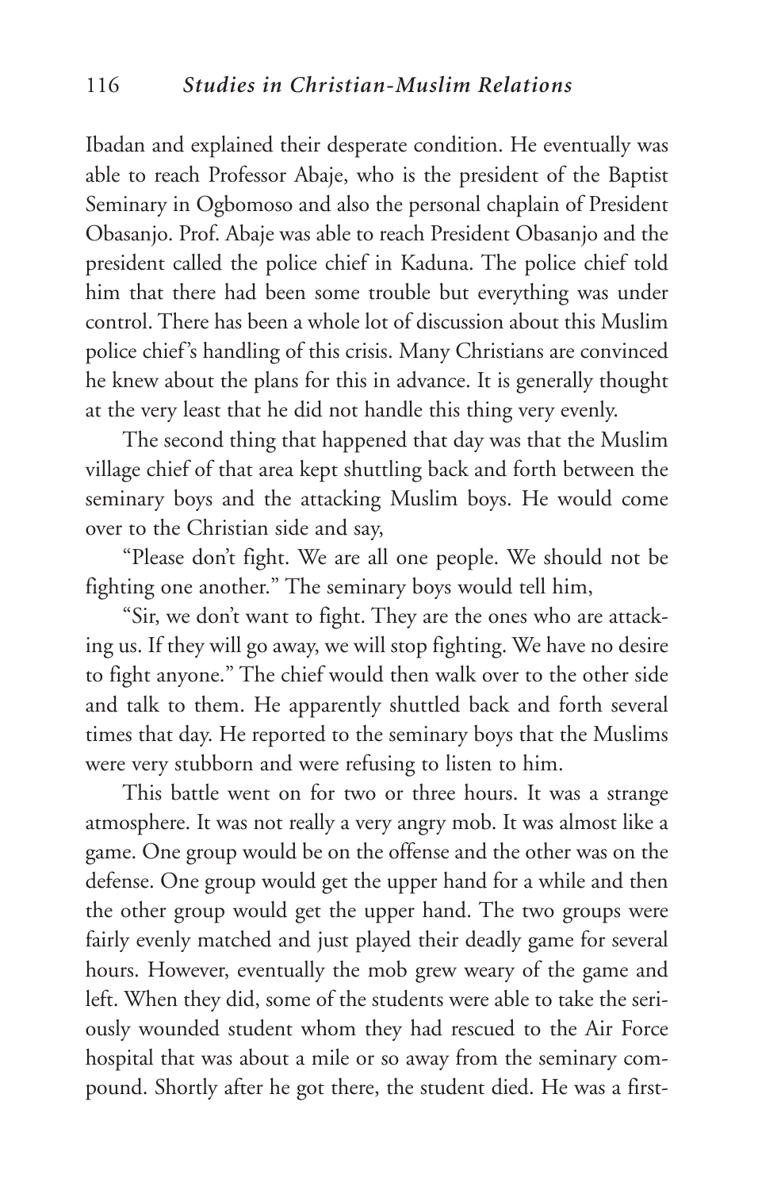Ibadan and explained their desperate condition. He eventually was able to reach Professor Abaje, who is the president of the Baptist Seminary in Ogbomoso and also the personal chaplain of President Obasanjo. Prof. Abaje was able to reach President Obasanjo and the president called the police chief in Kaduna. The police chief told him that there had been some trouble but everything was under control. There has been a whole lot of discussion about this Muslim police chief's handling of this crisis. Many Christians are convinced he knew about the plans for this in advance. It is generally thought at the very least that he did not handle this thing very evenly.

The second thing that happened that day was that the Muslim village chief of that area kept shuttling back and forth between the seminary boys and the attacking Muslim boys. He would come over to the Christian side and say,

"Please don't fight. We are all one people. We should not be fighting one another." The seminary boys would tell him,

"Sir, we don't want to fight. They are the ones who are attacking us. If they will go away, we will stop fighting. We have no desire to fight anyone." The chief would then walk over to the other side and talk to them. He apparently shuttled back and forth several times that day. He reported to the seminary boys that the Muslims were very stubborn and were refusing to listen to him.

This battle went on for two or three hours. It was a strange atmosphere. It was not really a very angry mob. It was almost like a game. One group would be on the offense and the other was on the defense. One group would get the upper hand for a while and then the other group would get the upper hand. The two groups were fairly evenly matched and just played their deadly game for several hours. However, eventually the mob grew weary of the game and left. When they did, some of the students were able to take the seriously wounded student whom they had rescued to the Air Force hospital that was about a mile or so away from the seminary compound. Shortly after he got there, the student died. He was a first-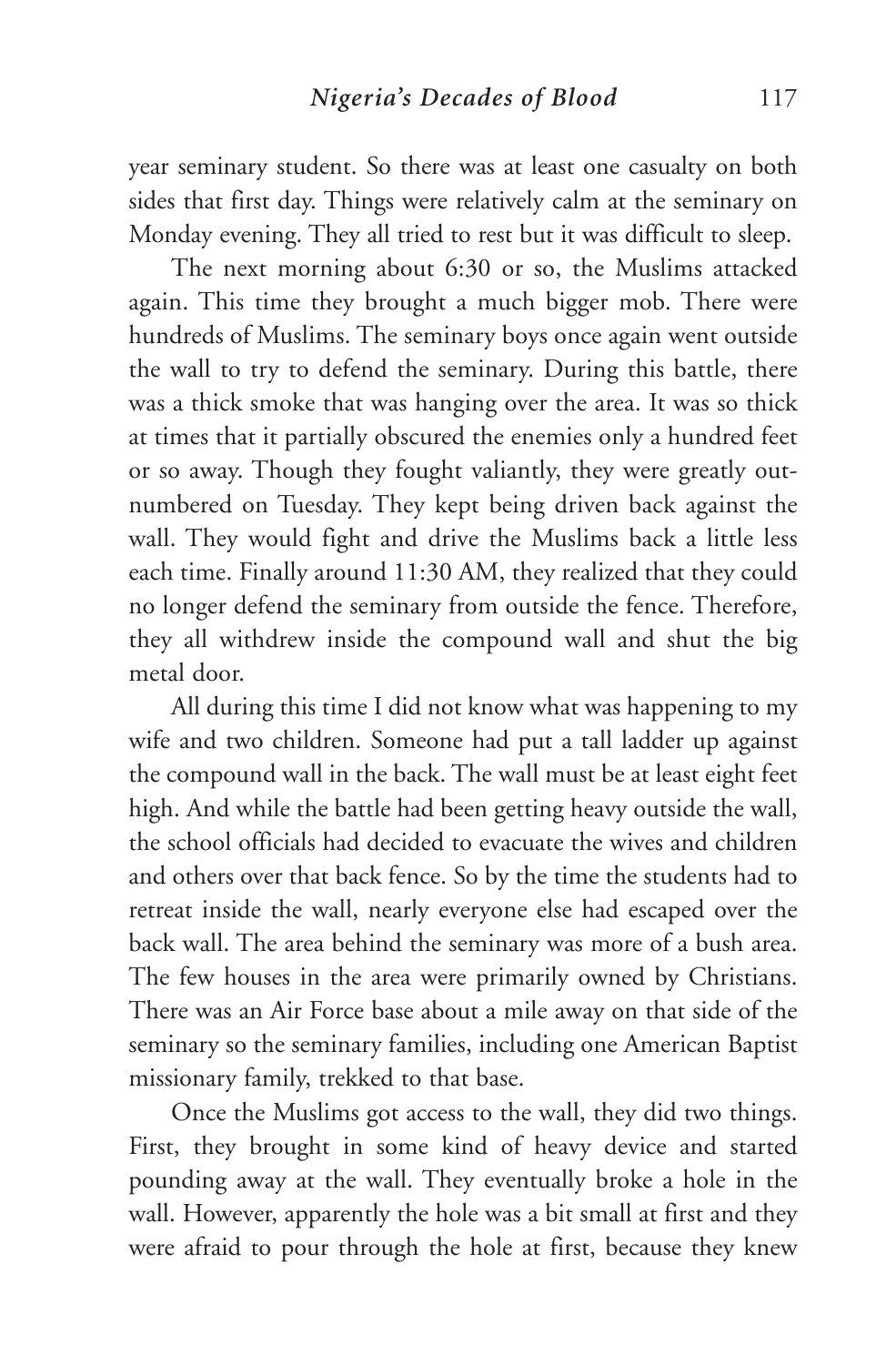year seminary student. So there was at least one casualty on both sides that first day. Things were relatively calm at the seminary on Monday evening. They all tried to rest but it was difficult to sleep.

The next morning about 6:30 or so, the Muslims attacked again. This time they brought a much bigger mob. There were hundreds of Muslims. The seminary boys once again went outside the wall to try to defend the seminary. During this battle, there was a thick smoke that was hanging over the area. It was so thick at times that it partially obscured the enemies only a hundred feet or so away. Though they fought valiantly, they were greatly outnumbered on Tuesday. They kept being driven back against the wall. They would fight and drive the Muslims back a little less each time. Finally around 11:30 AM, they realized that they could no longer defend the seminary from outside the fence. Therefore, they all withdrew inside the compound wall and shut the big metal door.

All during this time I did not know what was happening to my wife and two children. Someone had put a tall ladder up against the compound wall in the back. The wall must be at least eight feet high. And while the battle had been getting heavy outside the wall, the school officials had decided to evacuate the wives and children and others over that back fence. So by the time the students had to retreat inside the wall, nearly everyone else had escaped over the back wall. The area behind the seminary was more of a bush area. The few houses in the area were primarily owned by Christians. There was an Air Force base about a mile away on that side of the seminary so the seminary families, including one American Baptist missionary family, trekked to that base.

Once the Muslims got access to the wall, they did two things. First, they brought in some kind of heavy device and started pounding away at the wall. They eventually broke a hole in the wall. However, apparently the hole was a bit small at first and they were afraid to pour through the hole at first, because they knew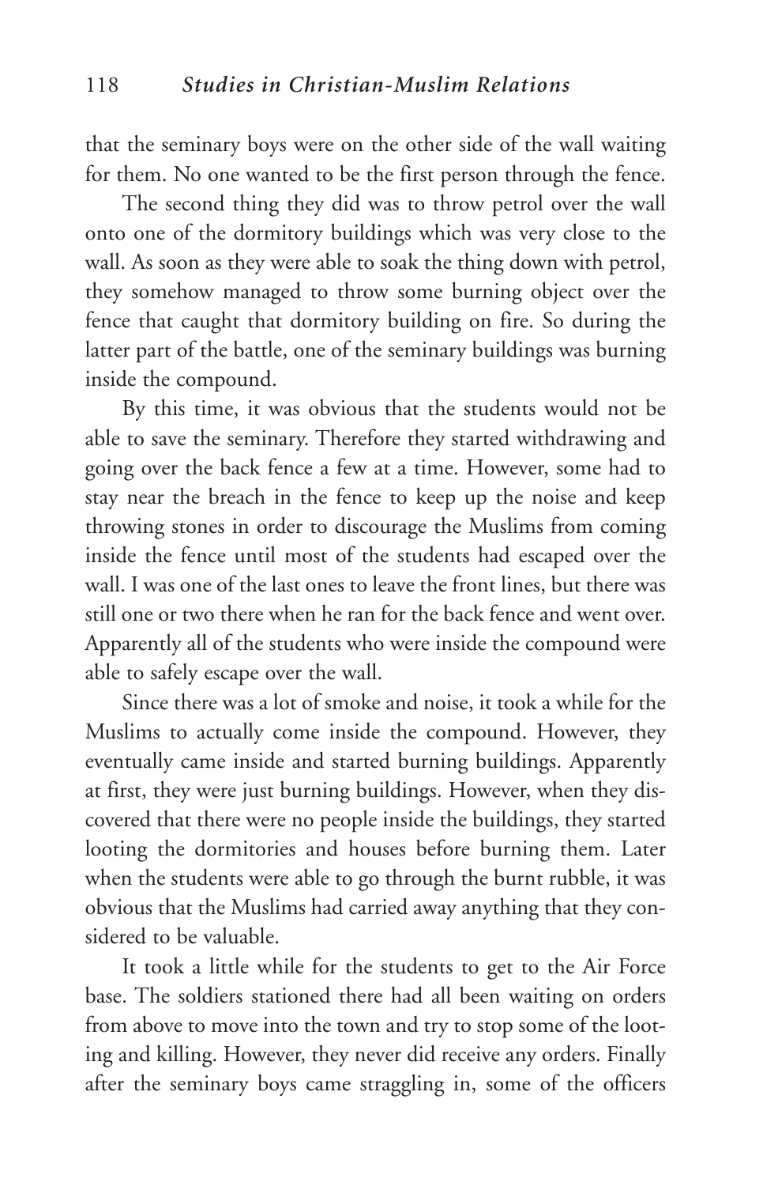that the seminary boys were on the other side of the wall waiting for them. No one wanted to be the first person through the fence.

The second thing they did was to throw petrol over the wall onto one of the dormitory buildings which was very close to the wall. As soon as they were able to soak the thing down with petrol, they somehow managed to throw some burning object over the fence that caught that dormitory building on fire. So during the latter part of the battle, one of the seminary buildings was burning inside the compound.

By this time, it was obvious that the students would not be able to save the seminary. Therefore they started withdrawing and going over the back fence a few at a time. However, some had to stay near the breach in the fence to keep up the noise and keep throwing stones in order to discourage the Muslims from coming inside the fence until most of the students had escaped over the wall. I was one of the last ones to leave the front lines, but there was still one or two there when he ran for the back fence and went over. Apparently all of the students who were inside the compound were able to safely escape over the wall.

Since there was a lot of smoke and noise, it took a while for the Muslims to actually come inside the compound. However, they eventually came inside and started burning buildings. Apparently at first, they were just burning buildings. However, when they discovered that there were no people inside the buildings, they started looting the dormitories and houses before burning them. Later when the students were able to go through the burnt rubble, it was obvious that the Muslims had carried away anything that they considered to be valuable.

It took a little while for the students to get to the Air Force base. The soldiers stationed there had all been waiting on orders from above to move into the town and try to stop some of the looting and killing. However, they never did receive any orders. Finally after the seminary boys came straggling in, some of the officers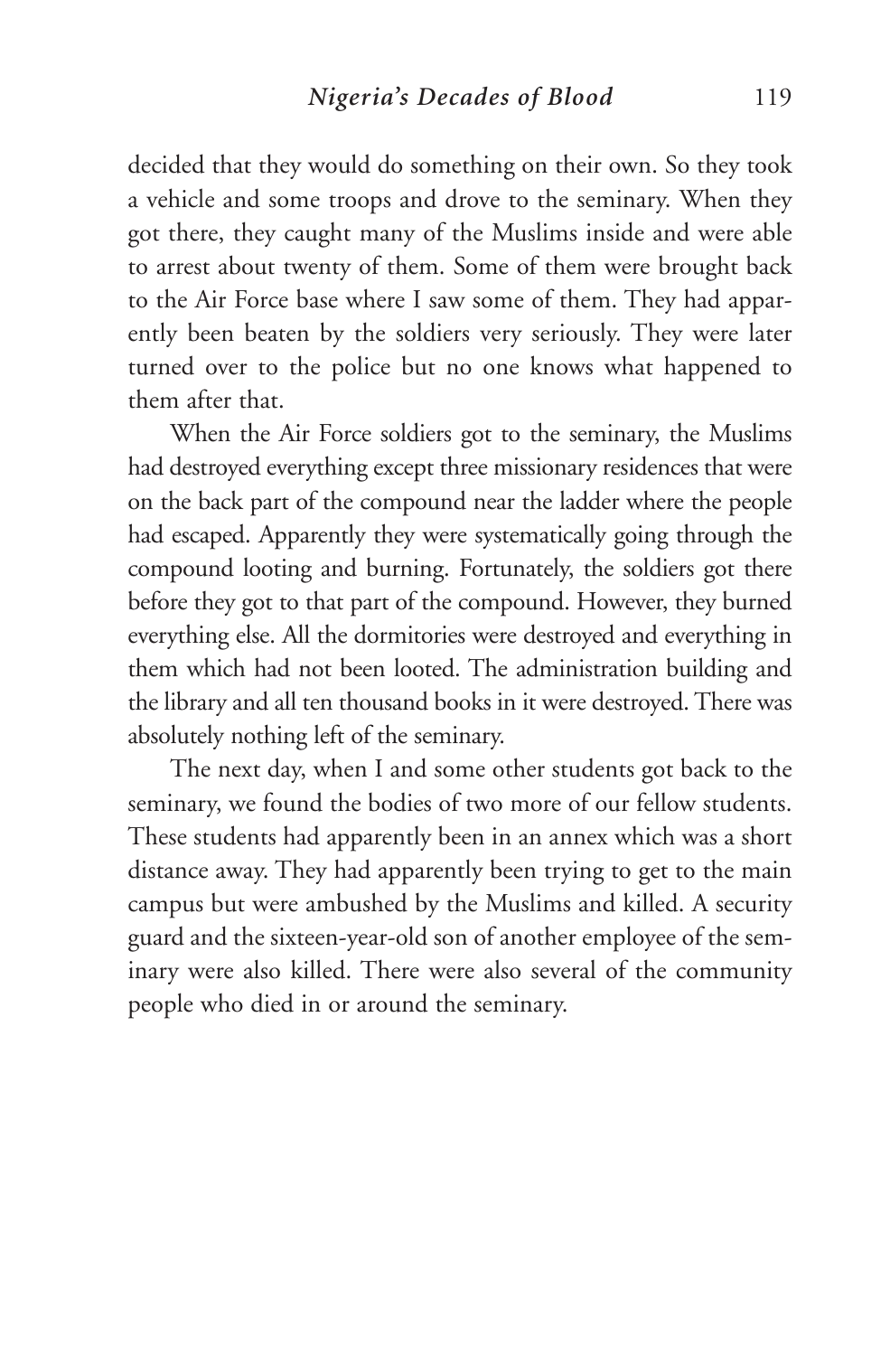decided that they would do something on their own. So they took a vehicle and some troops and drove to the seminary. When they got there, they caught many of the Muslims inside and were able to arrest about twenty of them. Some of them were brought back to the Air Force base where I saw some of them. They had apparently been beaten by the soldiers very seriously. They were later turned over to the police but no one knows what happened to them after that.

When the Air Force soldiers got to the seminary, the Muslims had destroyed everything except three missionary residences that were on the back part of the compound near the ladder where the people had escaped. Apparently they were systematically going through the compound looting and burning. Fortunately, the soldiers got there before they got to that part of the compound. However, they burned everything else. All the dormitories were destroyed and everything in them which had not been looted. The administration building and the library and all ten thousand books in it were destroyed. There was absolutely nothing left of the seminary.

The next day, when I and some other students got back to the seminary, we found the bodies of two more of our fellow students. These students had apparently been in an annex which was a short distance away. They had apparently been trying to get to the main campus but were ambushed by the Muslims and killed. A security guard and the sixteen-year-old son of another employee of the seminary were also killed. There were also several of the community people who died in or around the seminary.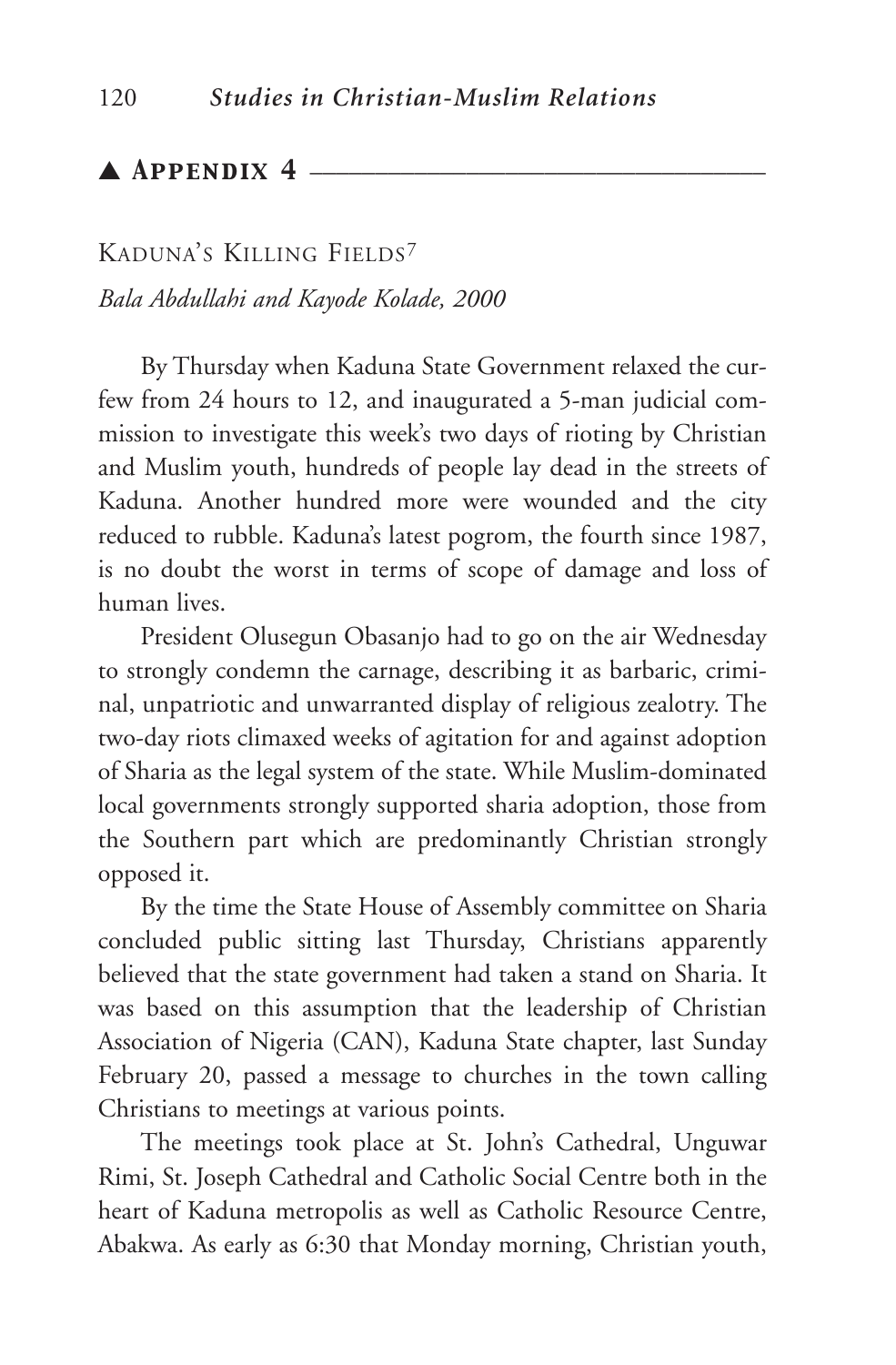## ▲ Appendix 4

### Kaduna's Killing Fields[7]

*Bala Abdullahi and Kayode Kolade, 2000*

By Thursday when Kaduna State Government relaxed the curfew from 24 hours to 12, and inaugurated a 5-man judicial commission to investigate this week's two days of rioting by Christian and Muslim youth, hundreds of people lay dead in the streets of Kaduna. Another hundred more were wounded and the city reduced to rubble. Kaduna's latest pogrom, the fourth since 1987, is no doubt the worst in terms of scope of damage and loss of human lives.

President Olusegun Obasanjo had to go on the air Wednesday to strongly condemn the carnage, describing it as barbaric, criminal, unpatriotic and unwarranted display of religious zealotry. The two-day riots climaxed weeks of agitation for and against adoption of Sharia as the legal system of the state. While Muslim-dominated local governments strongly supported sharia adoption, those from the Southern part which are predominantly Christian strongly opposed it.

By the time the State House of Assembly committee on Sharia concluded public sitting last Thursday, Christians apparently believed that the state government had taken a stand on Sharia. It was based on this assumption that the leadership of Christian Association of Nigeria (CAN), Kaduna State chapter, last Sunday February 20, passed a message to churches in the town calling Christians to meetings at various points.

The meetings took place at St. John's Cathedral, Unguwar Rimi, St. Joseph Cathedral and Catholic Social Centre both in the heart of Kaduna metropolis as well as Catholic Resource Centre, Abakwa. As early as 6:30 that Monday morning, Christian youth,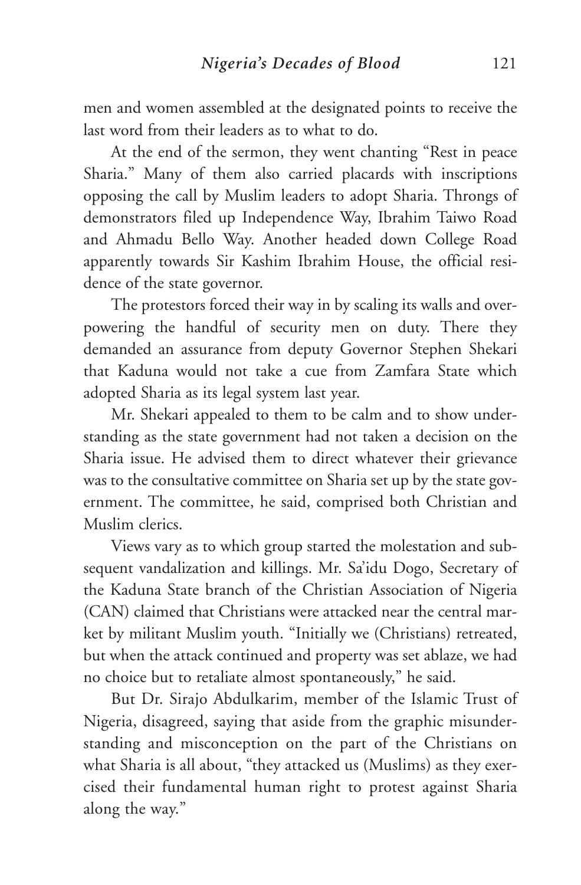men and women assembled at the designated points to receive the last word from their leaders as to what to do.

At the end of the sermon, they went chanting "Rest in peace Sharia." Many of them also carried placards with inscriptions opposing the call by Muslim leaders to adopt Sharia. Throngs of demonstrators filed up Independence Way, Ibrahim Taiwo Road and Ahmadu Bello Way. Another headed down College Road apparently towards Sir Kashim Ibrahim House, the official residence of the state governor.

The protestors forced their way in by scaling its walls and overpowering the handful of security men on duty. There they demanded an assurance from deputy Governor Stephen Shekari that Kaduna would not take a cue from Zamfara State which adopted Sharia as its legal system last year.

Mr. Shekari appealed to them to be calm and to show understanding as the state government had not taken a decision on the Sharia issue. He advised them to direct whatever their grievance was to the consultative committee on Sharia set up by the state government. The committee, he said, comprised both Christian and Muslim clerics.

Views vary as to which group started the molestation and subsequent vandalization and killings. Mr. Sa'idu Dogo, Secretary of the Kaduna State branch of the Christian Association of Nigeria (CAN) claimed that Christians were attacked near the central market by militant Muslim youth. "Initially we (Christians) retreated, but when the attack continued and property was set ablaze, we had no choice but to retaliate almost spontaneously," he said.

But Dr. Sirajo Abdulkarim, member of the Islamic Trust of Nigeria, disagreed, saying that aside from the graphic misunderstanding and misconception on the part of the Christians on what Sharia is all about, "they attacked us (Muslims) as they exercised their fundamental human right to protest against Sharia along the way."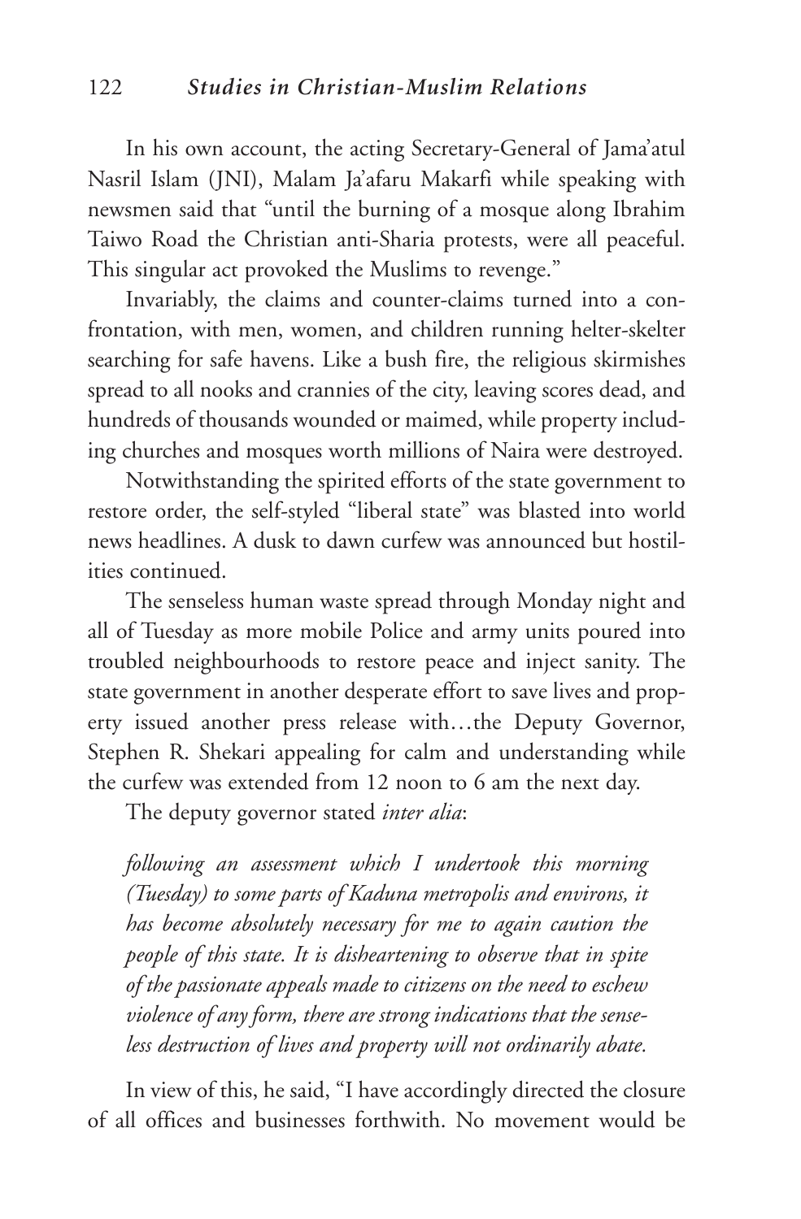In his own account, the acting Secretary-General of Jama'atul Nasril Islam (JNI), Malam Ja'afaru Makarfi while speaking with newsmen said that "until the burning of a mosque along Ibrahim Taiwo Road the Christian anti-Sharia protests, were all peaceful. This singular act provoked the Muslims to revenge."

Invariably, the claims and counter-claims turned into a confrontation, with men, women, and children running helter-skelter searching for safe havens. Like a bush fire, the religious skirmishes spread to all nooks and crannies of the city, leaving scores dead, and hundreds of thousands wounded or maimed, while property including churches and mosques worth millions of Naira were destroyed.

Notwithstanding the spirited efforts of the state government to restore order, the self-styled "liberal state" was blasted into world news headlines. A dusk to dawn curfew was announced but hostilities continued.

The senseless human waste spread through Monday night and all of Tuesday as more mobile Police and army units poured into troubled neighbourhoods to restore peace and inject sanity. The state government in another desperate effort to save lives and property issued another press release with…the Deputy Governor, Stephen R. Shekari appealing for calm and understanding while the curfew was extended from 12 noon to 6 am the next day.

The deputy governor stated *inter alia*:

> *following an assessment which I undertook this morning (Tuesday) to some parts of Kaduna metropolis and environs, it has become absolutely necessary for me to again caution the people of this state. It is disheartening to observe that in spite of the passionate appeals made to citizens on the need to eschew violence of any form, there are strong indications that the senseless destruction of lives and property will not ordinarily abate.*

In view of this, he said, "I have accordingly directed the closure of all offices and businesses forthwith. No movement would be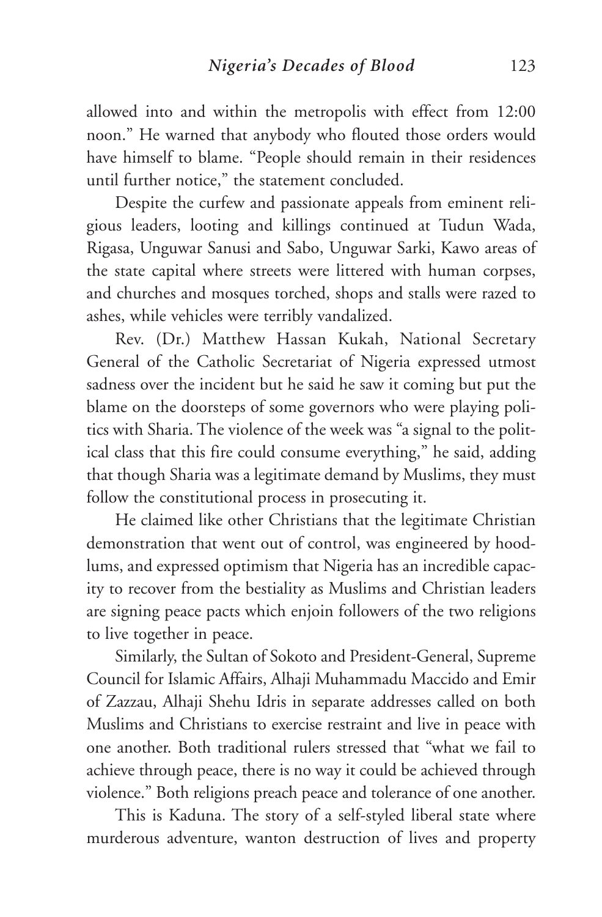allowed into and within the metropolis with effect from 12:00 noon." He warned that anybody who flouted those orders would have himself to blame. "People should remain in their residences until further notice," the statement concluded.

Despite the curfew and passionate appeals from eminent religious leaders, looting and killings continued at Tudun Wada, Rigasa, Unguwar Sanusi and Sabo, Unguwar Sarki, Kawo areas of the state capital where streets were littered with human corpses, and churches and mosques torched, shops and stalls were razed to ashes, while vehicles were terribly vandalized.

Rev. (Dr.) Matthew Hassan Kukah, National Secretary General of the Catholic Secretariat of Nigeria expressed utmost sadness over the incident but he said he saw it coming but put the blame on the doorsteps of some governors who were playing politics with Sharia. The violence of the week was "a signal to the political class that this fire could consume everything," he said, adding that though Sharia was a legitimate demand by Muslims, they must follow the constitutional process in prosecuting it.

He claimed like other Christians that the legitimate Christian demonstration that went out of control, was engineered by hoodlums, and expressed optimism that Nigeria has an incredible capacity to recover from the bestiality as Muslims and Christian leaders are signing peace pacts which enjoin followers of the two religions to live together in peace.

Similarly, the Sultan of Sokoto and President-General, Supreme Council for Islamic Affairs, Alhaji Muhammadu Maccido and Emir of Zazzau, Alhaji Shehu Idris in separate addresses called on both Muslims and Christians to exercise restraint and live in peace with one another. Both traditional rulers stressed that "what we fail to achieve through peace, there is no way it could be achieved through violence." Both religions preach peace and tolerance of one another.

This is Kaduna. The story of a self-styled liberal state where murderous adventure, wanton destruction of lives and property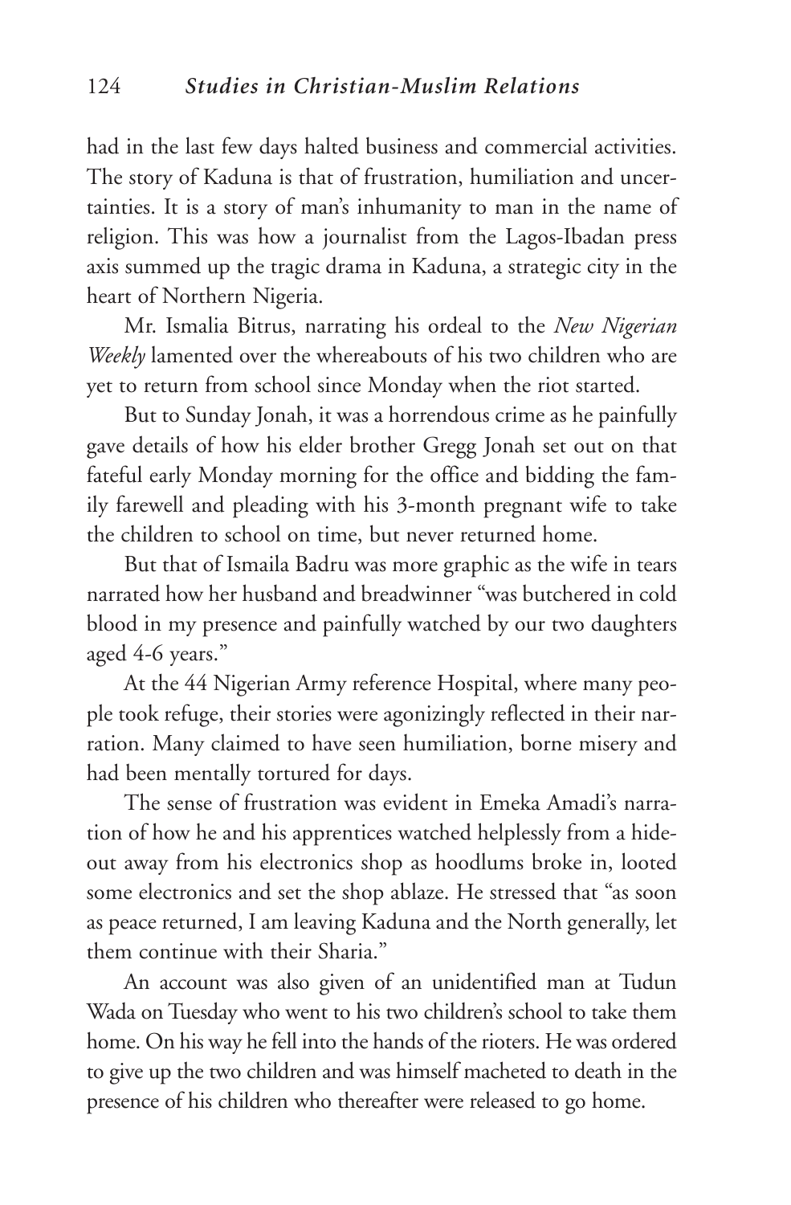had in the last few days halted business and commercial activities. The story of Kaduna is that of frustration, humiliation and uncertainties. It is a story of man's inhumanity to man in the name of religion. This was how a journalist from the Lagos-Ibadan press axis summed up the tragic drama in Kaduna, a strategic city in the heart of Northern Nigeria.

Mr. Ismalia Bitrus, narrating his ordeal to the *New Nigerian Weekly* lamented over the whereabouts of his two children who are yet to return from school since Monday when the riot started.

But to Sunday Jonah, it was a horrendous crime as he painfully gave details of how his elder brother Gregg Jonah set out on that fateful early Monday morning for the office and bidding the family farewell and pleading with his 3-month pregnant wife to take the children to school on time, but never returned home.

But that of Ismaila Badru was more graphic as the wife in tears narrated how her husband and breadwinner "was butchered in cold blood in my presence and painfully watched by our two daughters aged 4-6 years."

At the 44 Nigerian Army reference Hospital, where many people took refuge, their stories were agonizingly reflected in their narration. Many claimed to have seen humiliation, borne misery and had been mentally tortured for days.

The sense of frustration was evident in Emeka Amadi's narration of how he and his apprentices watched helplessly from a hideout away from his electronics shop as hoodlums broke in, looted some electronics and set the shop ablaze. He stressed that "as soon as peace returned, I am leaving Kaduna and the North generally, let them continue with their Sharia."

An account was also given of an unidentified man at Tudun Wada on Tuesday who went to his two children's school to take them home. On his way he fell into the hands of the rioters. He was ordered to give up the two children and was himself macheted to death in the presence of his children who thereafter were released to go home.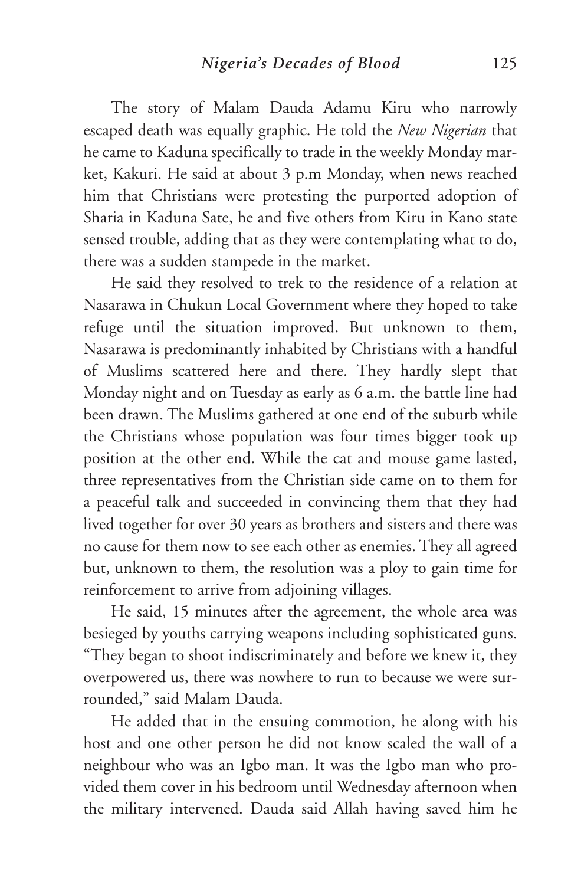The story of Malam Dauda Adamu Kiru who narrowly escaped death was equally graphic. He told the *New Nigerian* that he came to Kaduna specifically to trade in the weekly Monday market, Kakuri. He said at about 3 p.m Monday, when news reached him that Christians were protesting the purported adoption of Sharia in Kaduna Sate, he and five others from Kiru in Kano state sensed trouble, adding that as they were contemplating what to do, there was a sudden stampede in the market.

He said they resolved to trek to the residence of a relation at Nasarawa in Chukun Local Government where they hoped to take refuge until the situation improved. But unknown to them, Nasarawa is predominantly inhabited by Christians with a handful of Muslims scattered here and there. They hardly slept that Monday night and on Tuesday as early as 6 a.m. the battle line had been drawn. The Muslims gathered at one end of the suburb while the Christians whose population was four times bigger took up position at the other end. While the cat and mouse game lasted, three representatives from the Christian side came on to them for a peaceful talk and succeeded in convincing them that they had lived together for over 30 years as brothers and sisters and there was no cause for them now to see each other as enemies. They all agreed but, unknown to them, the resolution was a ploy to gain time for reinforcement to arrive from adjoining villages.

He said, 15 minutes after the agreement, the whole area was besieged by youths carrying weapons including sophisticated guns. "They began to shoot indiscriminately and before we knew it, they overpowered us, there was nowhere to run to because we were surrounded," said Malam Dauda.

He added that in the ensuing commotion, he along with his host and one other person he did not know scaled the wall of a neighbour who was an Igbo man. It was the Igbo man who provided them cover in his bedroom until Wednesday afternoon when the military intervened. Dauda said Allah having saved him he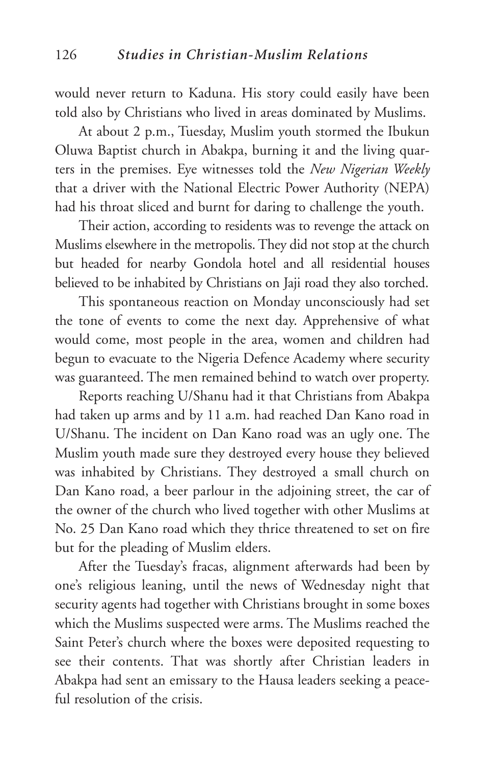would never return to Kaduna. His story could easily have been told also by Christians who lived in areas dominated by Muslims.

At about 2 p.m., Tuesday, Muslim youth stormed the Ibukun Oluwa Baptist church in Abakpa, burning it and the living quarters in the premises. Eye witnesses told the *New Nigerian Weekly* that a driver with the National Electric Power Authority (NEPA) had his throat sliced and burnt for daring to challenge the youth.

Their action, according to residents was to revenge the attack on Muslims elsewhere in the metropolis. They did not stop at the church but headed for nearby Gondola hotel and all residential houses believed to be inhabited by Christians on Jaji road they also torched.

This spontaneous reaction on Monday unconsciously had set the tone of events to come the next day. Apprehensive of what would come, most people in the area, women and children had begun to evacuate to the Nigeria Defence Academy where security was guaranteed. The men remained behind to watch over property.

Reports reaching U/Shanu had it that Christians from Abakpa had taken up arms and by 11 a.m. had reached Dan Kano road in U/Shanu. The incident on Dan Kano road was an ugly one. The Muslim youth made sure they destroyed every house they believed was inhabited by Christians. They destroyed a small church on Dan Kano road, a beer parlour in the adjoining street, the car of the owner of the church who lived together with other Muslims at No. 25 Dan Kano road which they thrice threatened to set on fire but for the pleading of Muslim elders.

After the Tuesday's fracas, alignment afterwards had been by one's religious leaning, until the news of Wednesday night that security agents had together with Christians brought in some boxes which the Muslims suspected were arms. The Muslims reached the Saint Peter's church where the boxes were deposited requesting to see their contents. That was shortly after Christian leaders in Abakpa had sent an emissary to the Hausa leaders seeking a peaceful resolution of the crisis.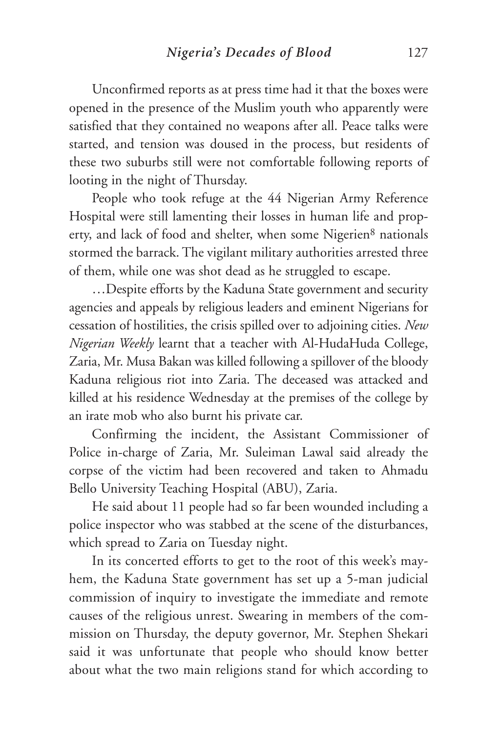Unconfirmed reports as at press time had it that the boxes were opened in the presence of the Muslim youth who apparently were satisfied that they contained no weapons after all. Peace talks were started, and tension was doused in the process, but residents of these two suburbs still were not comfortable following reports of looting in the night of Thursday.

People who took refuge at the 44 Nigerian Army Reference Hospital were still lamenting their losses in human life and property, and lack of food and shelter, when some Nigerien[8] nationals stormed the barrack. The vigilant military authorities arrested three of them, while one was shot dead as he struggled to escape.

…Despite efforts by the Kaduna State government and security agencies and appeals by religious leaders and eminent Nigerians for cessation of hostilities, the crisis spilled over to adjoining cities. *New Nigerian Weekly* learnt that a teacher with Al-HudaHuda College, Zaria, Mr. Musa Bakan was killed following a spillover of the bloody Kaduna religious riot into Zaria. The deceased was attacked and killed at his residence Wednesday at the premises of the college by an irate mob who also burnt his private car.

Confirming the incident, the Assistant Commissioner of Police in-charge of Zaria, Mr. Suleiman Lawal said already the corpse of the victim had been recovered and taken to Ahmadu Bello University Teaching Hospital (ABU), Zaria.

He said about 11 people had so far been wounded including a police inspector who was stabbed at the scene of the disturbances, which spread to Zaria on Tuesday night.

In its concerted efforts to get to the root of this week's mayhem, the Kaduna State government has set up a 5-man judicial commission of inquiry to investigate the immediate and remote causes of the religious unrest. Swearing in members of the commission on Thursday, the deputy governor, Mr. Stephen Shekari said it was unfortunate that people who should know better about what the two main religions stand for which according to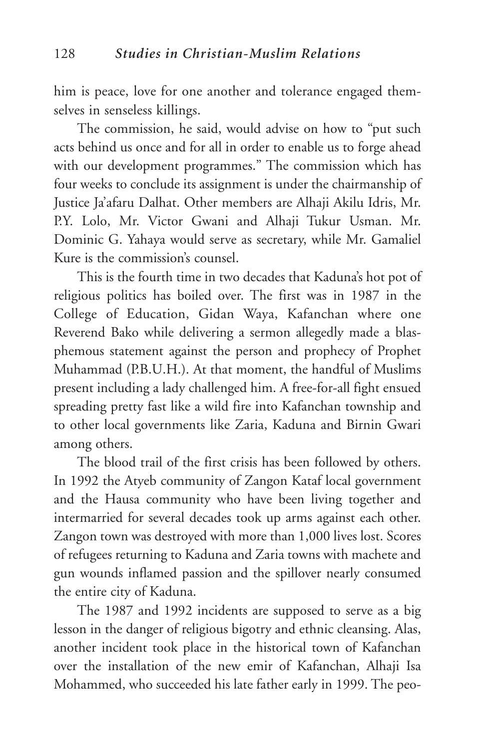him is peace, love for one another and tolerance engaged themselves in senseless killings.

The commission, he said, would advise on how to "put such acts behind us once and for all in order to enable us to forge ahead with our development programmes." The commission which has four weeks to conclude its assignment is under the chairmanship of Justice Ja'afaru Dalhat. Other members are Alhaji Akilu Idris, Mr. P.Y. Lolo, Mr. Victor Gwani and Alhaji Tukur Usman. Mr. Dominic G. Yahaya would serve as secretary, while Mr. Gamaliel Kure is the commission's counsel.

This is the fourth time in two decades that Kaduna's hot pot of religious politics has boiled over. The first was in 1987 in the College of Education, Gidan Waya, Kafanchan where one Reverend Bako while delivering a sermon allegedly made a blasphemous statement against the person and prophecy of Prophet Muhammad (P.B.U.H.). At that moment, the handful of Muslims present including a lady challenged him. A free-for-all fight ensued spreading pretty fast like a wild fire into Kafanchan township and to other local governments like Zaria, Kaduna and Birnin Gwari among others.

The blood trail of the first crisis has been followed by others. In 1992 the Atyeb community of Zangon Kataf local government and the Hausa community who have been living together and intermarried for several decades took up arms against each other. Zangon town was destroyed with more than 1,000 lives lost. Scores of refugees returning to Kaduna and Zaria towns with machete and gun wounds inflamed passion and the spillover nearly consumed the entire city of Kaduna.

The 1987 and 1992 incidents are supposed to serve as a big lesson in the danger of religious bigotry and ethnic cleansing. Alas, another incident took place in the historical town of Kafanchan over the installation of the new emir of Kafanchan, Alhaji Isa Mohammed, who succeeded his late father early in 1999. The peo-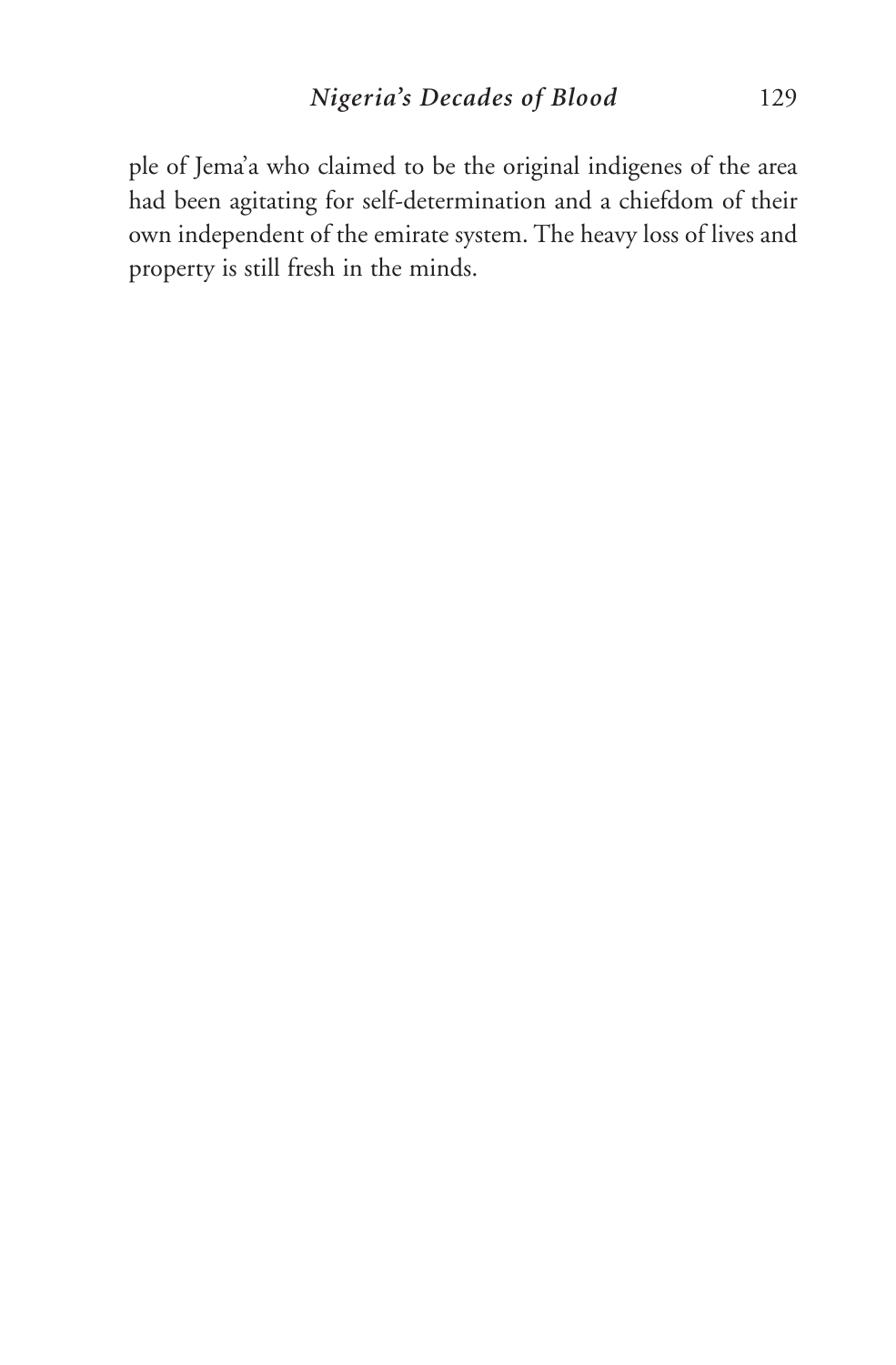ple of Jema'a who claimed to be the original indigenes of the area had been agitating for self-determination and a chiefdom of their own independent of the emirate system. The heavy loss of lives and property is still fresh in the minds.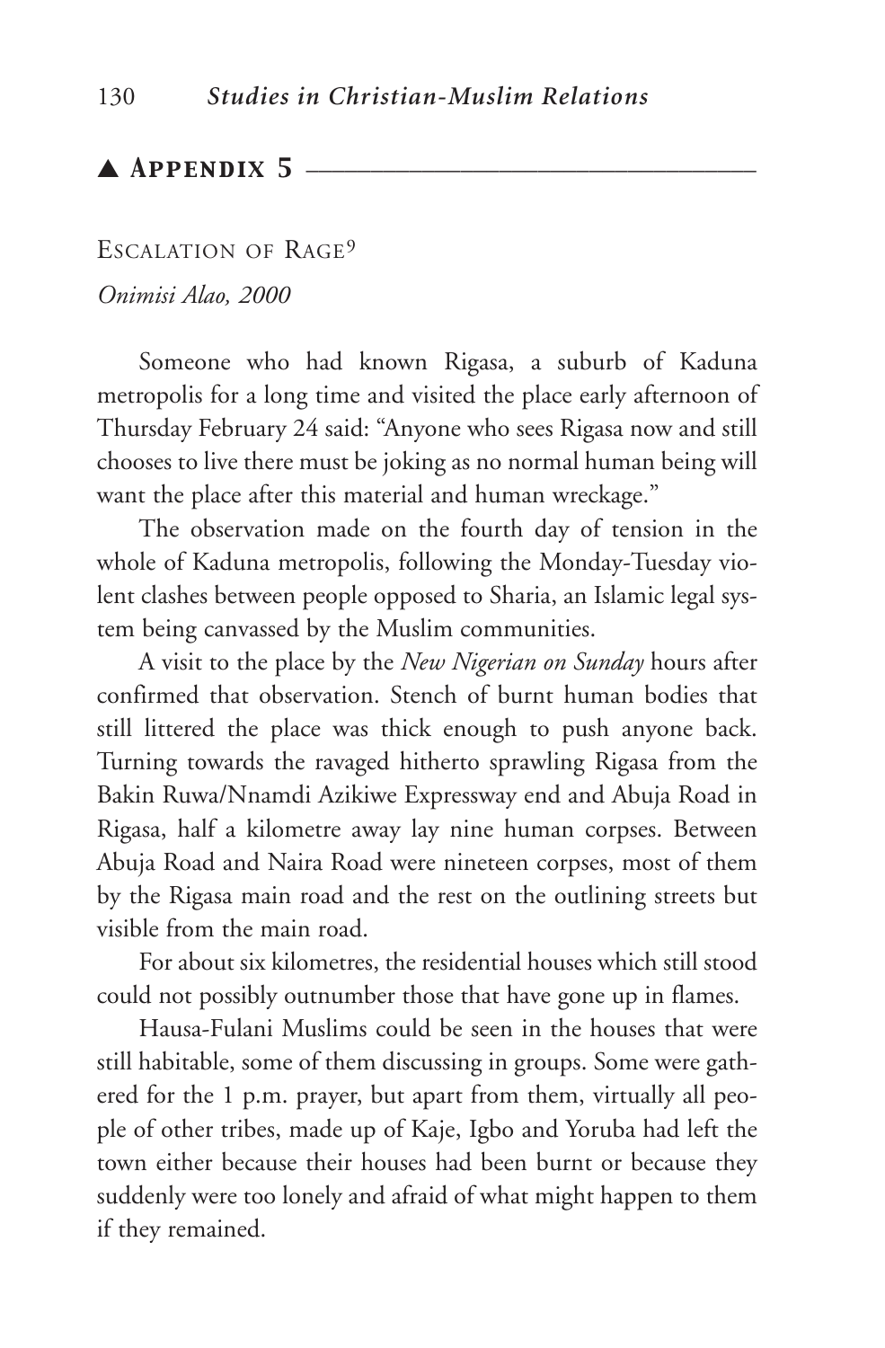## ▲ Appendix 5

Escalation of Rage[9]

*Onimisi Alao, 2000*

Someone who had known Rigasa, a suburb of Kaduna metropolis for a long time and visited the place early afternoon of Thursday February 24 said: "Anyone who sees Rigasa now and still chooses to live there must be joking as no normal human being will want the place after this material and human wreckage."

The observation made on the fourth day of tension in the whole of Kaduna metropolis, following the Monday-Tuesday violent clashes between people opposed to Sharia, an Islamic legal system being canvassed by the Muslim communities.

A visit to the place by the *New Nigerian on Sunday* hours after confirmed that observation. Stench of burnt human bodies that still littered the place was thick enough to push anyone back. Turning towards the ravaged hitherto sprawling Rigasa from the Bakin Ruwa/Nnamdi Azikiwe Expressway end and Abuja Road in Rigasa, half a kilometre away lay nine human corpses. Between Abuja Road and Naira Road were nineteen corpses, most of them by the Rigasa main road and the rest on the outlining streets but visible from the main road.

For about six kilometres, the residential houses which still stood could not possibly outnumber those that have gone up in flames.

Hausa-Fulani Muslims could be seen in the houses that were still habitable, some of them discussing in groups. Some were gathered for the 1 p.m. prayer, but apart from them, virtually all people of other tribes, made up of Kaje, Igbo and Yoruba had left the town either because their houses had been burnt or because they suddenly were too lonely and afraid of what might happen to them if they remained.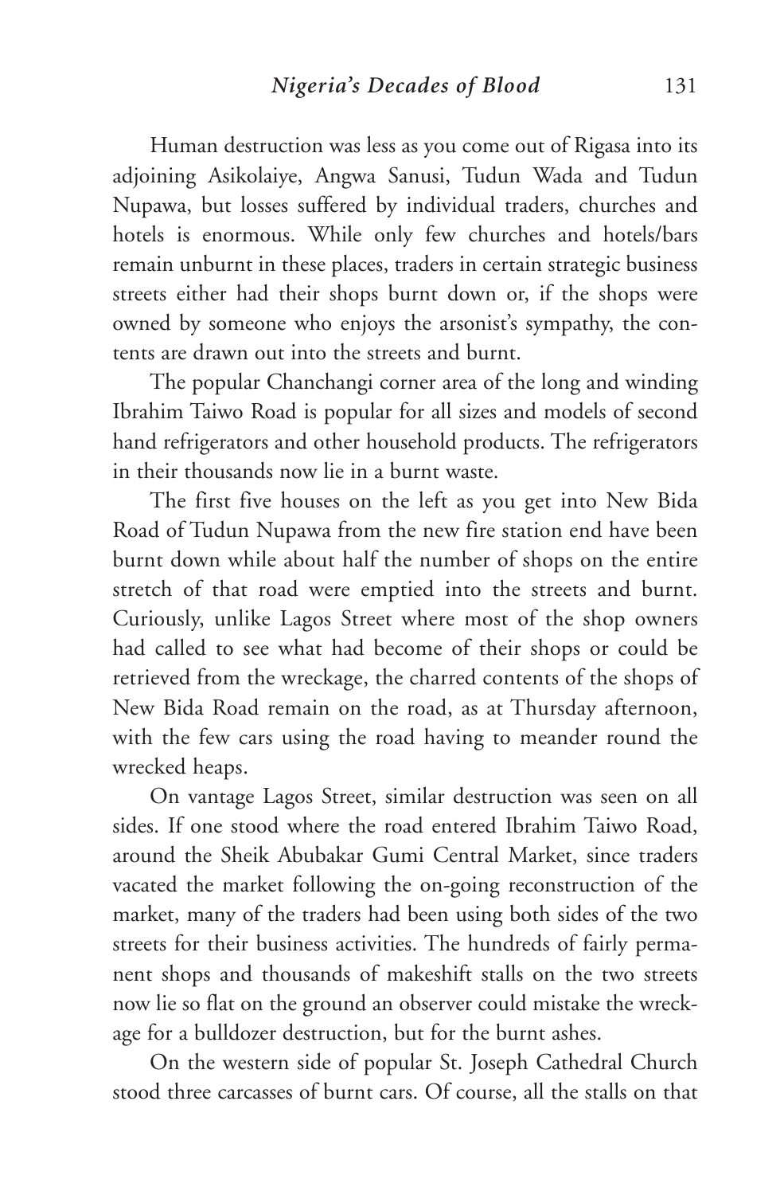Human destruction was less as you come out of Rigasa into its adjoining Asikolaiye, Angwa Sanusi, Tudun Wada and Tudun Nupawa, but losses suffered by individual traders, churches and hotels is enormous. While only few churches and hotels/bars remain unburnt in these places, traders in certain strategic business streets either had their shops burnt down or, if the shops were owned by someone who enjoys the arsonist's sympathy, the contents are drawn out into the streets and burnt.

The popular Chanchangi corner area of the long and winding Ibrahim Taiwo Road is popular for all sizes and models of second hand refrigerators and other household products. The refrigerators in their thousands now lie in a burnt waste.

The first five houses on the left as you get into New Bida Road of Tudun Nupawa from the new fire station end have been burnt down while about half the number of shops on the entire stretch of that road were emptied into the streets and burnt. Curiously, unlike Lagos Street where most of the shop owners had called to see what had become of their shops or could be retrieved from the wreckage, the charred contents of the shops of New Bida Road remain on the road, as at Thursday afternoon, with the few cars using the road having to meander round the wrecked heaps.

On vantage Lagos Street, similar destruction was seen on all sides. If one stood where the road entered Ibrahim Taiwo Road, around the Sheik Abubakar Gumi Central Market, since traders vacated the market following the on-going reconstruction of the market, many of the traders had been using both sides of the two streets for their business activities. The hundreds of fairly permanent shops and thousands of makeshift stalls on the two streets now lie so flat on the ground an observer could mistake the wreckage for a bulldozer destruction, but for the burnt ashes.

On the western side of popular St. Joseph Cathedral Church stood three carcasses of burnt cars. Of course, all the stalls on that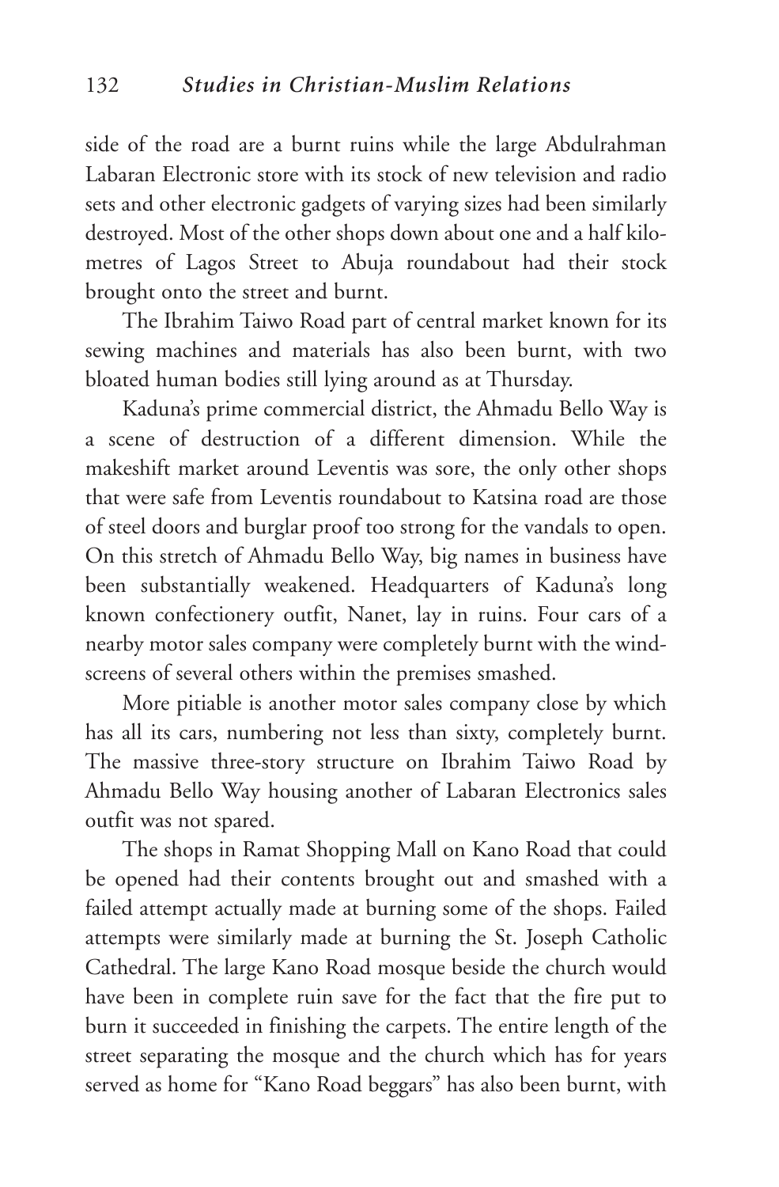side of the road are a burnt ruins while the large Abdulrahman Labaran Electronic store with its stock of new television and radio sets and other electronic gadgets of varying sizes had been similarly destroyed. Most of the other shops down about one and a half kilometres of Lagos Street to Abuja roundabout had their stock brought onto the street and burnt.

The Ibrahim Taiwo Road part of central market known for its sewing machines and materials has also been burnt, with two bloated human bodies still lying around as at Thursday.

Kaduna's prime commercial district, the Ahmadu Bello Way is a scene of destruction of a different dimension. While the makeshift market around Leventis was sore, the only other shops that were safe from Leventis roundabout to Katsina road are those of steel doors and burglar proof too strong for the vandals to open. On this stretch of Ahmadu Bello Way, big names in business have been substantially weakened. Headquarters of Kaduna's long known confectionery outfit, Nanet, lay in ruins. Four cars of a nearby motor sales company were completely burnt with the windscreens of several others within the premises smashed.

More pitiable is another motor sales company close by which has all its cars, numbering not less than sixty, completely burnt. The massive three-story structure on Ibrahim Taiwo Road by Ahmadu Bello Way housing another of Labaran Electronics sales outfit was not spared.

The shops in Ramat Shopping Mall on Kano Road that could be opened had their contents brought out and smashed with a failed attempt actually made at burning some of the shops. Failed attempts were similarly made at burning the St. Joseph Catholic Cathedral. The large Kano Road mosque beside the church would have been in complete ruin save for the fact that the fire put to burn it succeeded in finishing the carpets. The entire length of the street separating the mosque and the church which has for years served as home for "Kano Road beggars" has also been burnt, with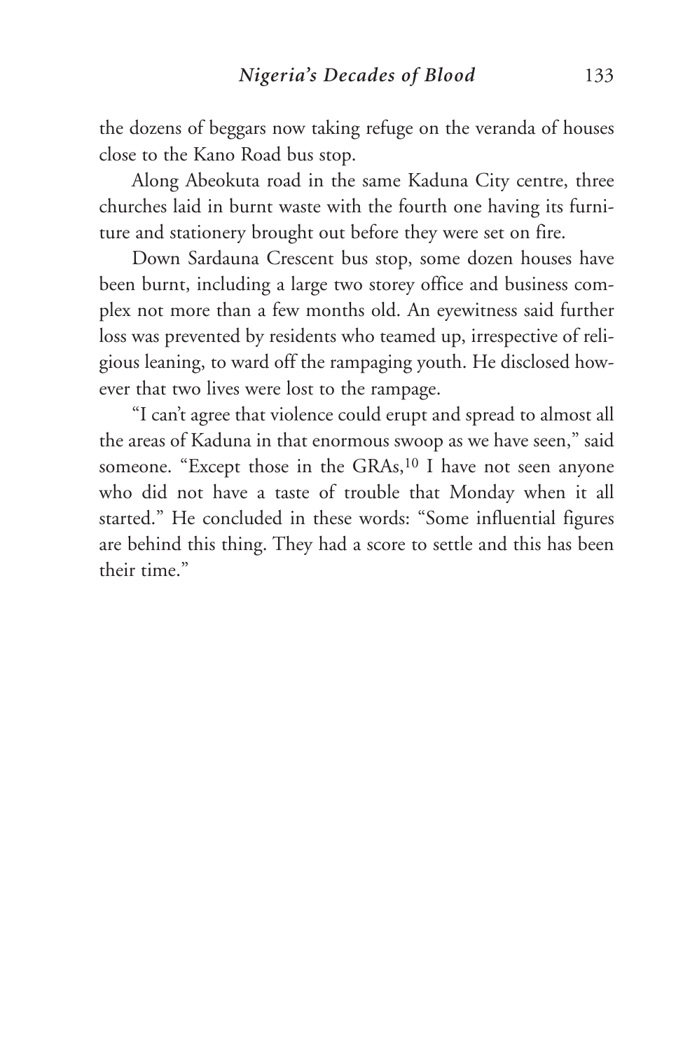the dozens of beggars now taking refuge on the veranda of houses close to the Kano Road bus stop.

Along Abeokuta road in the same Kaduna City centre, three churches laid in burnt waste with the fourth one having its furniture and stationery brought out before they were set on fire.

Down Sardauna Crescent bus stop, some dozen houses have been burnt, including a large two storey office and business complex not more than a few months old. An eyewitness said further loss was prevented by residents who teamed up, irrespective of religious leaning, to ward off the rampaging youth. He disclosed however that two lives were lost to the rampage.

"I can't agree that violence could erupt and spread to almost all the areas of Kaduna in that enormous swoop as we have seen," said someone. "Except those in the GRAs,[10] I have not seen anyone who did not have a taste of trouble that Monday when it all started." He concluded in these words: "Some influential figures are behind this thing. They had a score to settle and this has been their time."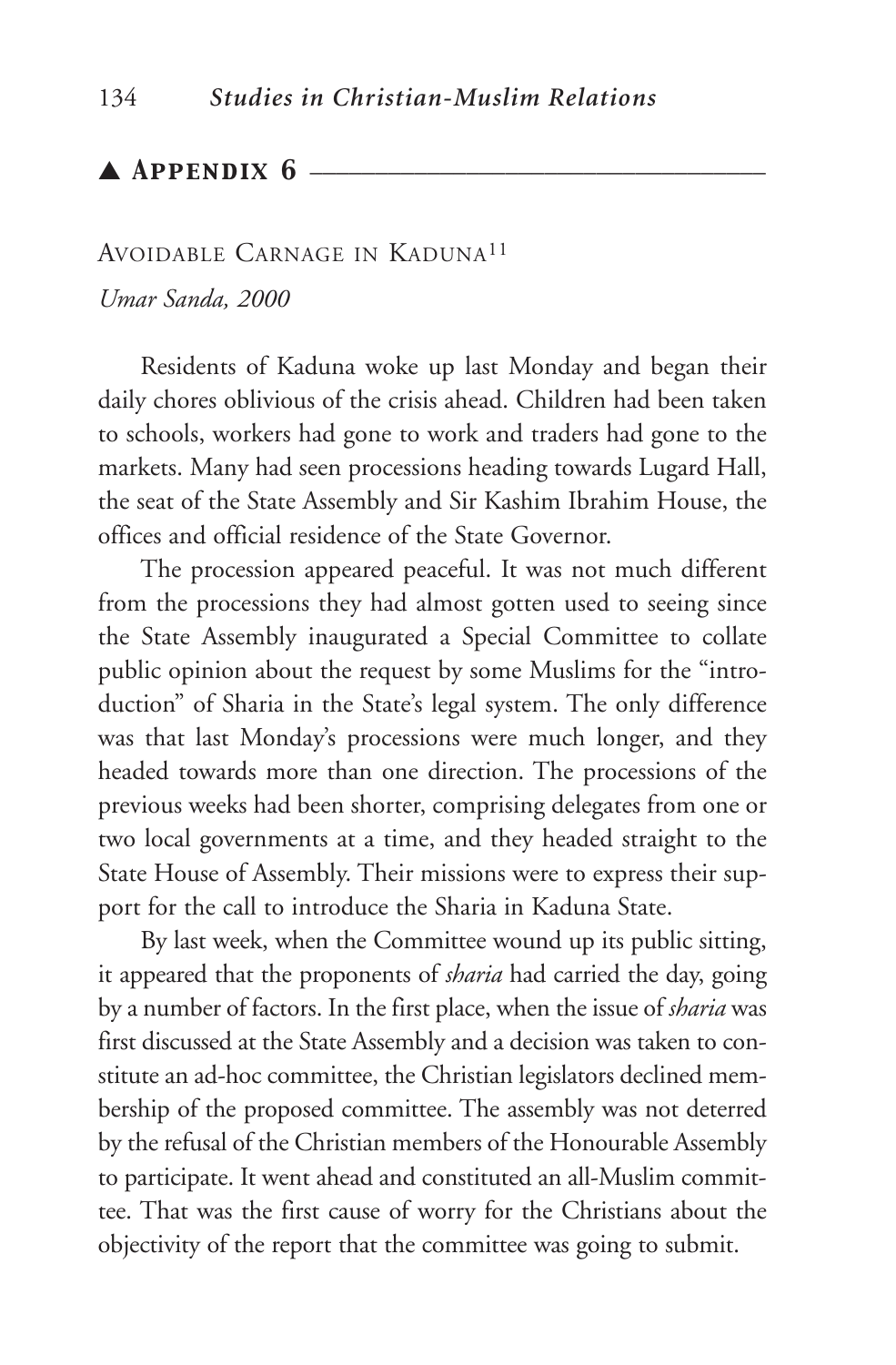## ▲ Appendix 6

Avoidable Carnage in Kaduna[11]

*Umar Sanda, 2000*

Residents of Kaduna woke up last Monday and began their daily chores oblivious of the crisis ahead. Children had been taken to schools, workers had gone to work and traders had gone to the markets. Many had seen processions heading towards Lugard Hall, the seat of the State Assembly and Sir Kashim Ibrahim House, the offices and official residence of the State Governor.

The procession appeared peaceful. It was not much different from the processions they had almost gotten used to seeing since the State Assembly inaugurated a Special Committee to collate public opinion about the request by some Muslims for the "introduction" of Sharia in the State's legal system. The only difference was that last Monday's processions were much longer, and they headed towards more than one direction. The processions of the previous weeks had been shorter, comprising delegates from one or two local governments at a time, and they headed straight to the State House of Assembly. Their missions were to express their support for the call to introduce the Sharia in Kaduna State.

By last week, when the Committee wound up its public sitting, it appeared that the proponents of *sharia* had carried the day, going by a number of factors. In the first place, when the issue of *sharia* was first discussed at the State Assembly and a decision was taken to constitute an ad-hoc committee, the Christian legislators declined membership of the proposed committee. The assembly was not deterred by the refusal of the Christian members of the Honourable Assembly to participate. It went ahead and constituted an all-Muslim committee. That was the first cause of worry for the Christians about the objectivity of the report that the committee was going to submit.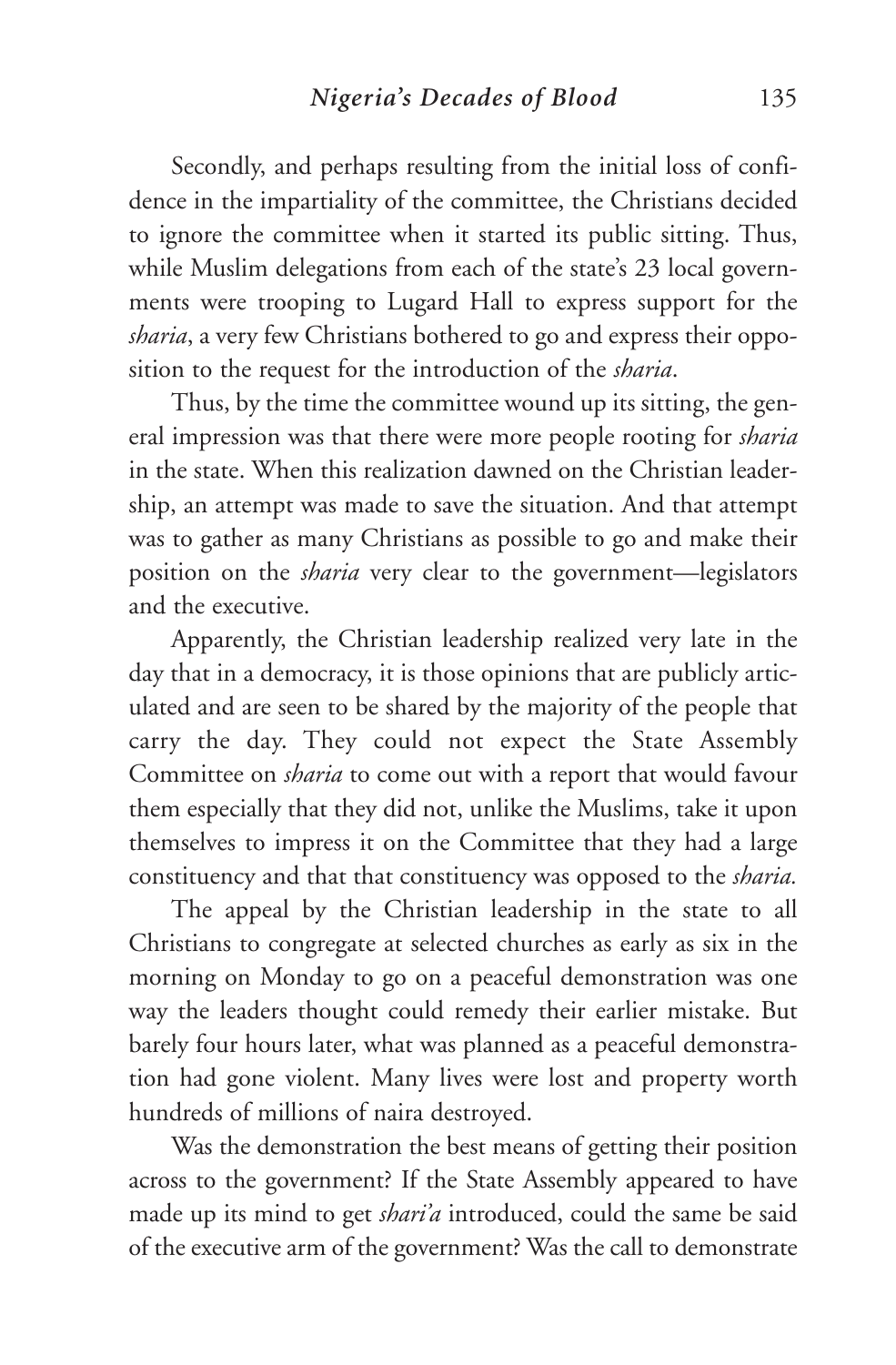Secondly, and perhaps resulting from the initial loss of confidence in the impartiality of the committee, the Christians decided to ignore the committee when it started its public sitting. Thus, while Muslim delegations from each of the state's 23 local governments were trooping to Lugard Hall to express support for the *sharia*, a very few Christians bothered to go and express their opposition to the request for the introduction of the *sharia*.

Thus, by the time the committee wound up its sitting, the general impression was that there were more people rooting for *sharia* in the state. When this realization dawned on the Christian leadership, an attempt was made to save the situation. And that attempt was to gather as many Christians as possible to go and make their position on the *sharia* very clear to the government—legislators and the executive.

Apparently, the Christian leadership realized very late in the day that in a democracy, it is those opinions that are publicly articulated and are seen to be shared by the majority of the people that carry the day. They could not expect the State Assembly Committee on *sharia* to come out with a report that would favour them especially that they did not, unlike the Muslims, take it upon themselves to impress it on the Committee that they had a large constituency and that that constituency was opposed to the *sharia.*

The appeal by the Christian leadership in the state to all Christians to congregate at selected churches as early as six in the morning on Monday to go on a peaceful demonstration was one way the leaders thought could remedy their earlier mistake. But barely four hours later, what was planned as a peaceful demonstration had gone violent. Many lives were lost and property worth hundreds of millions of naira destroyed.

Was the demonstration the best means of getting their position across to the government? If the State Assembly appeared to have made up its mind to get *shari'a* introduced, could the same be said of the executive arm of the government? Was the call to demonstrate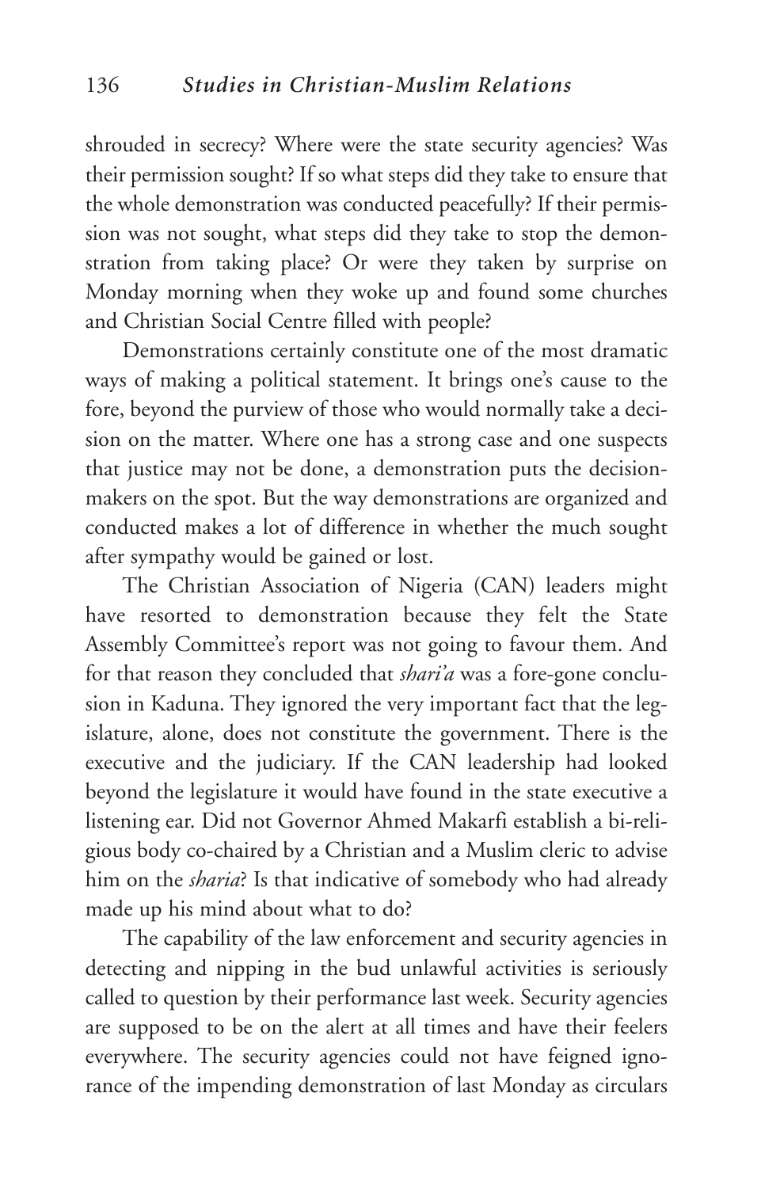shrouded in secrecy? Where were the state security agencies? Was their permission sought? If so what steps did they take to ensure that the whole demonstration was conducted peacefully? If their permission was not sought, what steps did they take to stop the demonstration from taking place? Or were they taken by surprise on Monday morning when they woke up and found some churches and Christian Social Centre filled with people?

Demonstrations certainly constitute one of the most dramatic ways of making a political statement. It brings one's cause to the fore, beyond the purview of those who would normally take a decision on the matter. Where one has a strong case and one suspects that justice may not be done, a demonstration puts the decision-makers on the spot. But the way demonstrations are organized and conducted makes a lot of difference in whether the much sought after sympathy would be gained or lost.

The Christian Association of Nigeria (CAN) leaders might have resorted to demonstration because they felt the State Assembly Committee's report was not going to favour them. And for that reason they concluded that *shari'a* was a fore-gone conclusion in Kaduna. They ignored the very important fact that the legislature, alone, does not constitute the government. There is the executive and the judiciary. If the CAN leadership had looked beyond the legislature it would have found in the state executive a listening ear. Did not Governor Ahmed Makarfi establish a bi-religious body co-chaired by a Christian and a Muslim cleric to advise him on the *sharia*? Is that indicative of somebody who had already made up his mind about what to do?

The capability of the law enforcement and security agencies in detecting and nipping in the bud unlawful activities is seriously called to question by their performance last week. Security agencies are supposed to be on the alert at all times and have their feelers everywhere. The security agencies could not have feigned ignorance of the impending demonstration of last Monday as circulars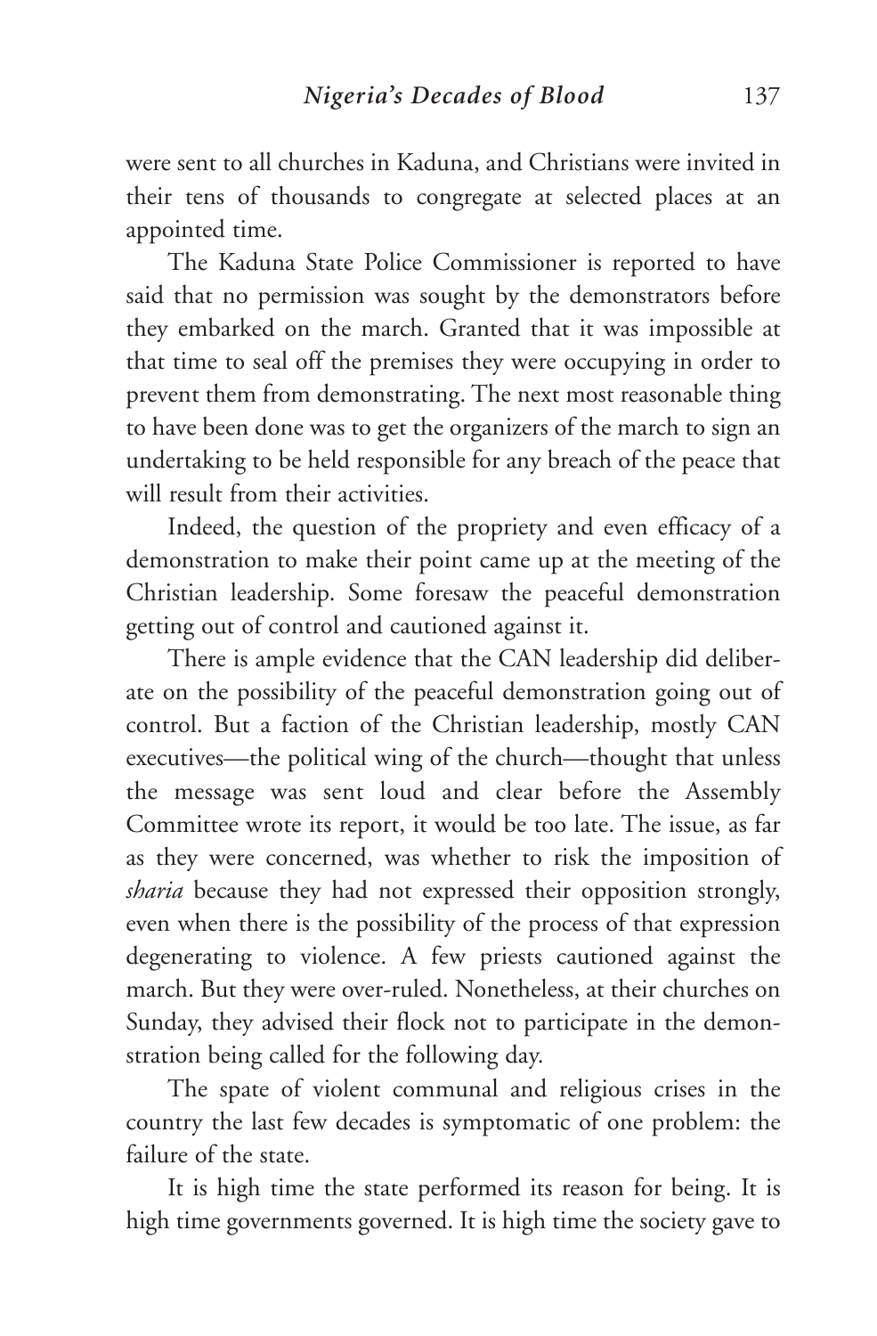were sent to all churches in Kaduna, and Christians were invited in their tens of thousands to congregate at selected places at an appointed time.

The Kaduna State Police Commissioner is reported to have said that no permission was sought by the demonstrators before they embarked on the march. Granted that it was impossible at that time to seal off the premises they were occupying in order to prevent them from demonstrating. The next most reasonable thing to have been done was to get the organizers of the march to sign an undertaking to be held responsible for any breach of the peace that will result from their activities.

Indeed, the question of the propriety and even efficacy of a demonstration to make their point came up at the meeting of the Christian leadership. Some foresaw the peaceful demonstration getting out of control and cautioned against it.

There is ample evidence that the CAN leadership did deliberate on the possibility of the peaceful demonstration going out of control. But a faction of the Christian leadership, mostly CAN executives—the political wing of the church—thought that unless the message was sent loud and clear before the Assembly Committee wrote its report, it would be too late. The issue, as far as they were concerned, was whether to risk the imposition of *sharia* because they had not expressed their opposition strongly, even when there is the possibility of the process of that expression degenerating to violence. A few priests cautioned against the march. But they were over-ruled. Nonetheless, at their churches on Sunday, they advised their flock not to participate in the demonstration being called for the following day.

The spate of violent communal and religious crises in the country the last few decades is symptomatic of one problem: the failure of the state.

It is high time the state performed its reason for being. It is high time governments governed. It is high time the society gave to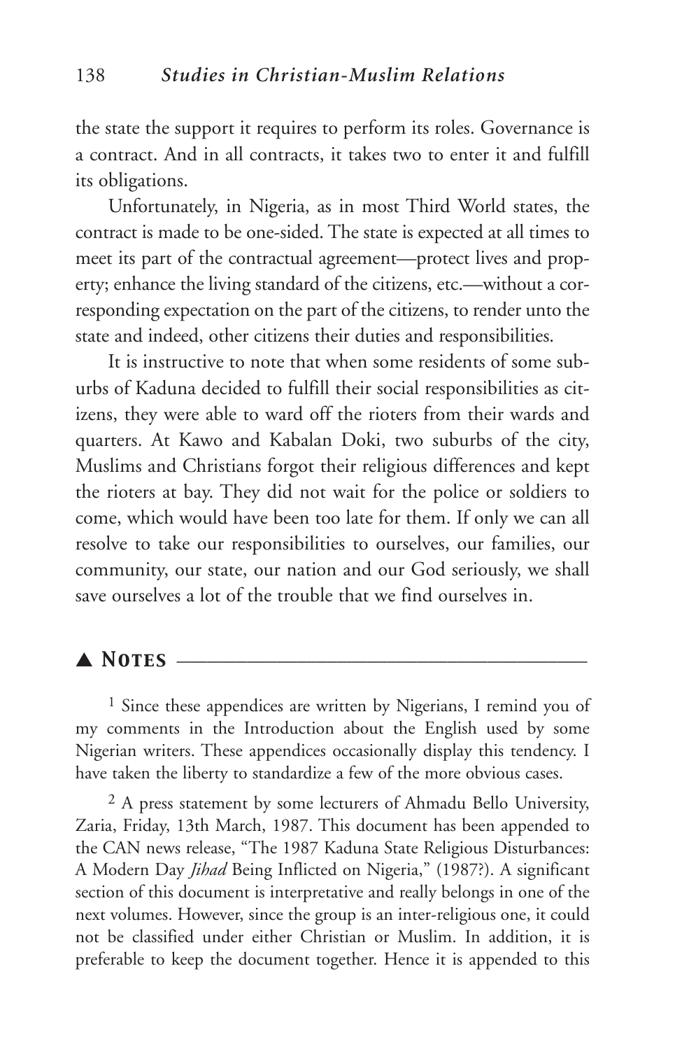the state the support it requires to perform its roles. Governance is a contract. And in all contracts, it takes two to enter it and fulfill its obligations.

Unfortunately, in Nigeria, as in most Third World states, the contract is made to be one-sided. The state is expected at all times to meet its part of the contractual agreement—protect lives and property; enhance the living standard of the citizens, etc.—without a corresponding expectation on the part of the citizens, to render unto the state and indeed, other citizens their duties and responsibilities.

It is instructive to note that when some residents of some suburbs of Kaduna decided to fulfill their social responsibilities as citizens, they were able to ward off the rioters from their wards and quarters. At Kawo and Kabalan Doki, two suburbs of the city, Muslims and Christians forgot their religious differences and kept the rioters at bay. They did not wait for the police or soldiers to come, which would have been too late for them. If only we can all resolve to take our responsibilities to ourselves, our families, our community, our state, our nation and our God seriously, we shall save ourselves a lot of the trouble that we find ourselves in.

## ▲ Notes

[1] Since these appendices are written by Nigerians, I remind you of my comments in the Introduction about the English used by some Nigerian writers. These appendices occasionally display this tendency. I have taken the liberty to standardize a few of the more obvious cases.

[2] A press statement by some lecturers of Ahmadu Bello University, Zaria, Friday, 13th March, 1987. This document has been appended to the CAN news release, "The 1987 Kaduna State Religious Disturbances: A Modern Day *Jihad* Being Inflicted on Nigeria," (1987?). A significant section of this document is interpretative and really belongs in one of the next volumes. However, since the group is an inter-religious one, it could not be classified under either Christian or Muslim. In addition, it is preferable to keep the document together. Hence it is appended to this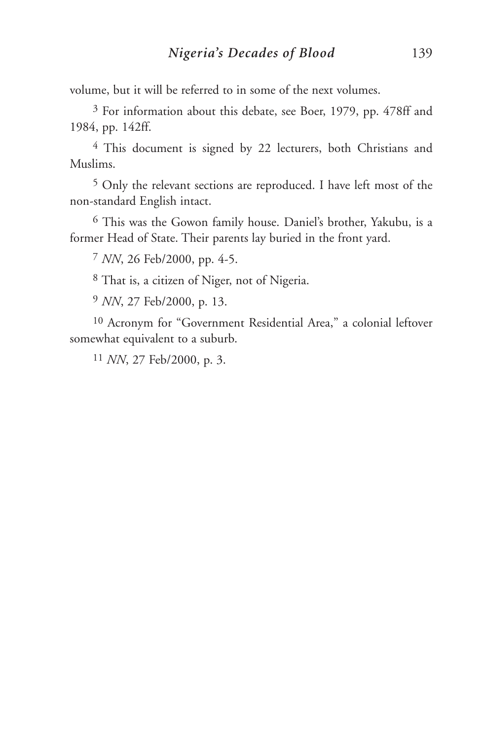volume, but it will be referred to in some of the next volumes.

[3] For information about this debate, see Boer, 1979, pp. 478ff and 1984, pp. 142ff.

[4] This document is signed by 22 lecturers, both Christians and Muslims.

[5] Only the relevant sections are reproduced. I have left most of the non-standard English intact.

[6] This was the Gowon family house. Daniel's brother, Yakubu, is a former Head of State. Their parents lay buried in the front yard.

[7] *NN*, 26 Feb/2000, pp. 4-5.

[8] That is, a citizen of Niger, not of Nigeria.

[9] *NN*, 27 Feb/2000, p. 13.

[10] Acronym for "Government Residential Area," a colonial leftover somewhat equivalent to a suburb.

[11] *NN*, 27 Feb/2000, p. 3.